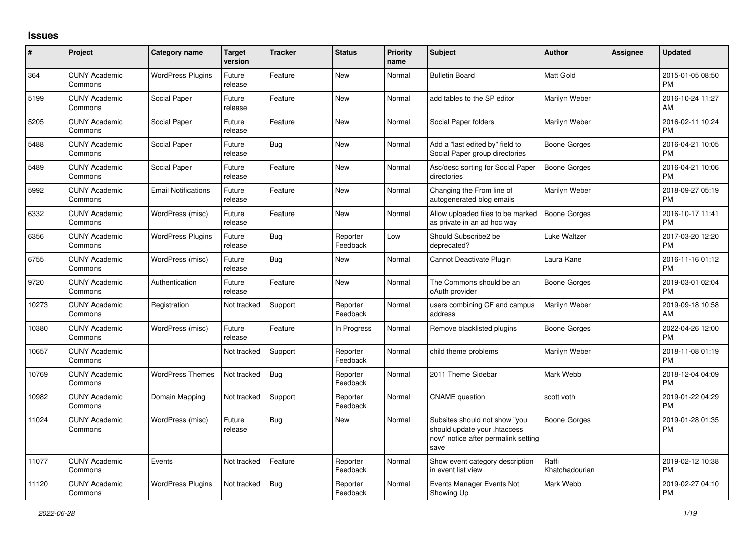# Issues

| # | Project | Category name | Target version | Tracker | Status | Priority name | Subject | Author | Assignee | Updated |
|---|---|---|---|---|---|---|---|---|---|---|
| 364 | CUNY Academic Commons | WordPress Plugins | Future release | Feature | New | Normal | Bulletin Board | Matt Gold | | 2015-01-05 08:50 PM |
| 5199 | CUNY Academic Commons | Social Paper | Future release | Feature | New | Normal | add tables to the SP editor | Marilyn Weber | | 2016-10-24 11:27 AM |
| 5205 | CUNY Academic Commons | Social Paper | Future release | Feature | New | Normal | Social Paper folders | Marilyn Weber | | 2016-02-11 10:24 PM |
| 5488 | CUNY Academic Commons | Social Paper | Future release | Bug | New | Normal | Add a "last edited by" field to Social Paper group directories | Boone Gorges | | 2016-04-21 10:05 PM |
| 5489 | CUNY Academic Commons | Social Paper | Future release | Feature | New | Normal | Asc/desc sorting for Social Paper directories | Boone Gorges | | 2016-04-21 10:06 PM |
| 5992 | CUNY Academic Commons | Email Notifications | Future release | Feature | New | Normal | Changing the From line of autogenerated blog emails | Marilyn Weber | | 2018-09-27 05:19 PM |
| 6332 | CUNY Academic Commons | WordPress (misc) | Future release | Feature | New | Normal | Allow uploaded files to be marked as private in an ad hoc way | Boone Gorges | | 2016-10-17 11:41 PM |
| 6356 | CUNY Academic Commons | WordPress Plugins | Future release | Bug | Reporter Feedback | Low | Should Subscribe2 be deprecated? | Luke Waltzer | | 2017-03-20 12:20 PM |
| 6755 | CUNY Academic Commons | WordPress (misc) | Future release | Bug | New | Normal | Cannot Deactivate Plugin | Laura Kane | | 2016-11-16 01:12 PM |
| 9720 | CUNY Academic Commons | Authentication | Future release | Feature | New | Normal | The Commons should be an oAuth provider | Boone Gorges | | 2019-03-01 02:04 PM |
| 10273 | CUNY Academic Commons | Registration | Not tracked | Support | Reporter Feedback | Normal | users combining CF and campus address | Marilyn Weber | | 2019-09-18 10:58 AM |
| 10380 | CUNY Academic Commons | WordPress (misc) | Future release | Feature | In Progress | Normal | Remove blacklisted plugins | Boone Gorges | | 2022-04-26 12:00 PM |
| 10657 | CUNY Academic Commons | | Not tracked | Support | Reporter Feedback | Normal | child theme problems | Marilyn Weber | | 2018-11-08 01:19 PM |
| 10769 | CUNY Academic Commons | WordPress Themes | Not tracked | Bug | Reporter Feedback | Normal | 2011 Theme Sidebar | Mark Webb | | 2018-12-04 04:09 PM |
| 10982 | CUNY Academic Commons | Domain Mapping | Not tracked | Support | Reporter Feedback | Normal | CNAME question | scott voth | | 2019-01-22 04:29 PM |
| 11024 | CUNY Academic Commons | WordPress (misc) | Future release | Bug | New | Normal | Subsites should not show "you should update your .htaccess now" notice after permalink setting save | Boone Gorges | | 2019-01-28 01:35 PM |
| 11077 | CUNY Academic Commons | Events | Not tracked | Feature | Reporter Feedback | Normal | Show event category description in event list view | Raffi Khatchadourian | | 2019-02-12 10:38 PM |
| 11120 | CUNY Academic Commons | WordPress Plugins | Not tracked | Bug | Reporter Feedback | Normal | Events Manager Events Not Showing Up | Mark Webb | | 2019-02-27 04:10 PM |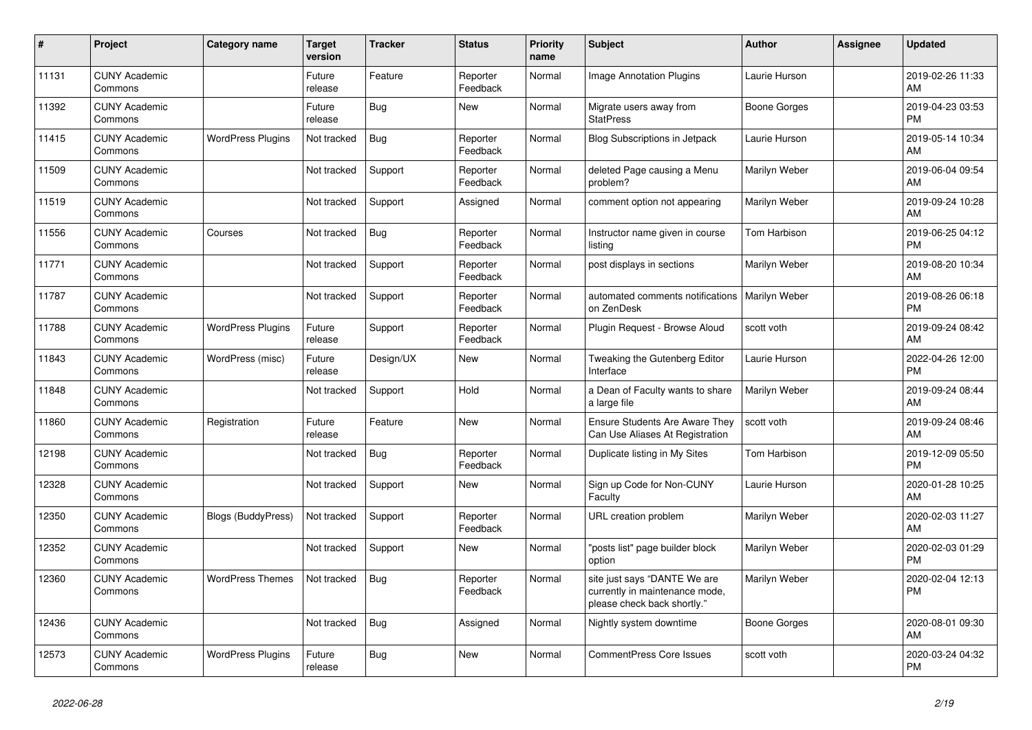| # | Project | Category name | Target version | Tracker | Status | Priority name | Subject | Author | Assignee | Updated |
|---|---|---|---|---|---|---|---|---|---|---|
| 11131 | CUNY Academic Commons | | Future release | Feature | Reporter Feedback | Normal | Image Annotation Plugins | Laurie Hurson | | 2019-02-26 11:33 AM |
| 11392 | CUNY Academic Commons | | Future release | Bug | New | Normal | Migrate users away from StatPress | Boone Gorges | | 2019-04-23 03:53 PM |
| 11415 | CUNY Academic Commons | WordPress Plugins | Not tracked | Bug | Reporter Feedback | Normal | Blog Subscriptions in Jetpack | Laurie Hurson | | 2019-05-14 10:34 AM |
| 11509 | CUNY Academic Commons | | Not tracked | Support | Reporter Feedback | Normal | deleted Page causing a Menu problem? | Marilyn Weber | | 2019-06-04 09:54 AM |
| 11519 | CUNY Academic Commons | | Not tracked | Support | Assigned | Normal | comment option not appearing | Marilyn Weber | | 2019-09-24 10:28 AM |
| 11556 | CUNY Academic Commons | Courses | Not tracked | Bug | Reporter Feedback | Normal | Instructor name given in course listing | Tom Harbison | | 2019-06-25 04:12 PM |
| 11771 | CUNY Academic Commons | | Not tracked | Support | Reporter Feedback | Normal | post displays in sections | Marilyn Weber | | 2019-08-20 10:34 AM |
| 11787 | CUNY Academic Commons | | Not tracked | Support | Reporter Feedback | Normal | automated comments notifications on ZenDesk | Marilyn Weber | | 2019-08-26 06:18 PM |
| 11788 | CUNY Academic Commons | WordPress Plugins | Future release | Support | Reporter Feedback | Normal | Plugin Request - Browse Aloud | scott voth | | 2019-09-24 08:42 AM |
| 11843 | CUNY Academic Commons | WordPress (misc) | Future release | Design/UX | New | Normal | Tweaking the Gutenberg Editor Interface | Laurie Hurson | | 2022-04-26 12:00 PM |
| 11848 | CUNY Academic Commons | | Not tracked | Support | Hold | Normal | a Dean of Faculty wants to share a large file | Marilyn Weber | | 2019-09-24 08:44 AM |
| 11860 | CUNY Academic Commons | Registration | Future release | Feature | New | Normal | Ensure Students Are Aware They Can Use Aliases At Registration | scott voth | | 2019-09-24 08:46 AM |
| 12198 | CUNY Academic Commons | | Not tracked | Bug | Reporter Feedback | Normal | Duplicate listing in My Sites | Tom Harbison | | 2019-12-09 05:50 PM |
| 12328 | CUNY Academic Commons | | Not tracked | Support | New | Normal | Sign up Code for Non-CUNY Faculty | Laurie Hurson | | 2020-01-28 10:25 AM |
| 12350 | CUNY Academic Commons | Blogs (BuddyPress) | Not tracked | Support | Reporter Feedback | Normal | URL creation problem | Marilyn Weber | | 2020-02-03 11:27 AM |
| 12352 | CUNY Academic Commons | | Not tracked | Support | New | Normal | "posts list" page builder block option | Marilyn Weber | | 2020-02-03 01:29 PM |
| 12360 | CUNY Academic Commons | WordPress Themes | Not tracked | Bug | Reporter Feedback | Normal | site just says "DANTE We are currently in maintenance mode, please check back shortly." | Marilyn Weber | | 2020-02-04 12:13 PM |
| 12436 | CUNY Academic Commons | | Not tracked | Bug | Assigned | Normal | Nightly system downtime | Boone Gorges | | 2020-08-01 09:30 AM |
| 12573 | CUNY Academic Commons | WordPress Plugins | Future release | Bug | New | Normal | CommentPress Core Issues | scott voth | | 2020-03-24 04:32 PM |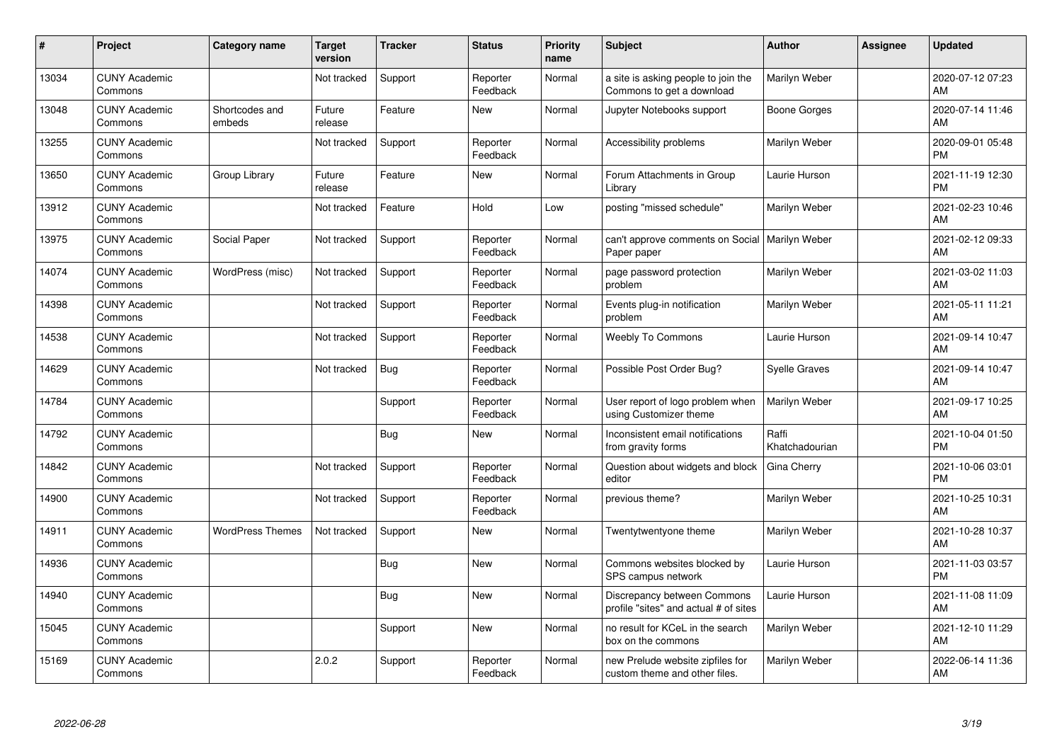| # | Project | Category name | Target version | Tracker | Status | Priority name | Subject | Author | Assignee | Updated |
|---|---|---|---|---|---|---|---|---|---|---|
| 13034 | CUNY Academic Commons | | Not tracked | Support | Reporter Feedback | Normal | a site is asking people to join the Commons to get a download | Marilyn Weber | | 2020-07-12 07:23 AM |
| 13048 | CUNY Academic Commons | Shortcodes and embeds | Future release | Feature | New | Normal | Jupyter Notebooks support | Boone Gorges | | 2020-07-14 11:46 AM |
| 13255 | CUNY Academic Commons | | Not tracked | Support | Reporter Feedback | Normal | Accessibility problems | Marilyn Weber | | 2020-09-01 05:48 PM |
| 13650 | CUNY Academic Commons | Group Library | Future release | Feature | New | Normal | Forum Attachments in Group Library | Laurie Hurson | | 2021-11-19 12:30 PM |
| 13912 | CUNY Academic Commons | | Not tracked | Feature | Hold | Low | posting "missed schedule" | Marilyn Weber | | 2021-02-23 10:46 AM |
| 13975 | CUNY Academic Commons | Social Paper | Not tracked | Support | Reporter Feedback | Normal | can't approve comments on Social Paper paper | Marilyn Weber | | 2021-02-12 09:33 AM |
| 14074 | CUNY Academic Commons | WordPress (misc) | Not tracked | Support | Reporter Feedback | Normal | page password protection problem | Marilyn Weber | | 2021-03-02 11:03 AM |
| 14398 | CUNY Academic Commons | | Not tracked | Support | Reporter Feedback | Normal | Events plug-in notification problem | Marilyn Weber | | 2021-05-11 11:21 AM |
| 14538 | CUNY Academic Commons | | Not tracked | Support | Reporter Feedback | Normal | Weebly To Commons | Laurie Hurson | | 2021-09-14 10:47 AM |
| 14629 | CUNY Academic Commons | | Not tracked | Bug | Reporter Feedback | Normal | Possible Post Order Bug? | Syelle Graves | | 2021-09-14 10:47 AM |
| 14784 | CUNY Academic Commons | | | Support | Reporter Feedback | Normal | User report of logo problem when using Customizer theme | Marilyn Weber | | 2021-09-17 10:25 AM |
| 14792 | CUNY Academic Commons | | | Bug | New | Normal | Inconsistent email notifications from gravity forms | Raffi Khatchadourian | | 2021-10-04 01:50 PM |
| 14842 | CUNY Academic Commons | | Not tracked | Support | Reporter Feedback | Normal | Question about widgets and block editor | Gina Cherry | | 2021-10-06 03:01 PM |
| 14900 | CUNY Academic Commons | | Not tracked | Support | Reporter Feedback | Normal | previous theme? | Marilyn Weber | | 2021-10-25 10:31 AM |
| 14911 | CUNY Academic Commons | WordPress Themes | Not tracked | Support | New | Normal | Twentytwentyone theme | Marilyn Weber | | 2021-10-28 10:37 AM |
| 14936 | CUNY Academic Commons | | | Bug | New | Normal | Commons websites blocked by SPS campus network | Laurie Hurson | | 2021-11-03 03:57 PM |
| 14940 | CUNY Academic Commons | | | Bug | New | Normal | Discrepancy between Commons profile "sites" and actual # of sites | Laurie Hurson | | 2021-11-08 11:09 AM |
| 15045 | CUNY Academic Commons | | | Support | New | Normal | no result for KCeL in the search box on the commons | Marilyn Weber | | 2021-12-10 11:29 AM |
| 15169 | CUNY Academic Commons | | 2.0.2 | Support | Reporter Feedback | Normal | new Prelude website zipfiles for custom theme and other files. | Marilyn Weber | | 2022-06-14 11:36 AM |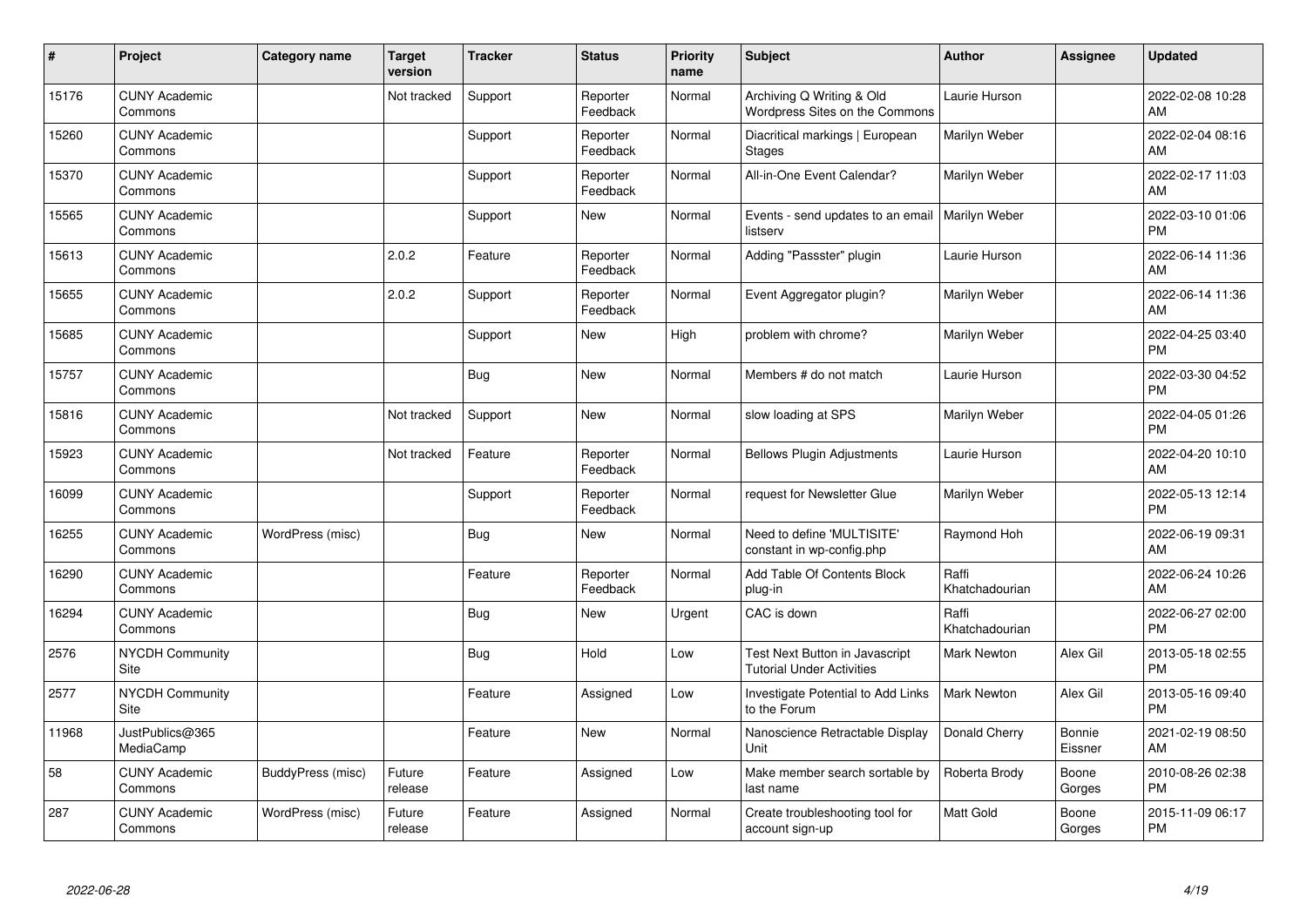| # | Project | Category name | Target version | Tracker | Status | Priority name | Subject | Author | Assignee | Updated |
|---|---|---|---|---|---|---|---|---|---|---|
| 15176 | CUNY Academic Commons | | Not tracked | Support | Reporter Feedback | Normal | Archiving Q Writing & Old Wordpress Sites on the Commons | Laurie Hurson | | 2022-02-08 10:28 AM |
| 15260 | CUNY Academic Commons | | | Support | Reporter Feedback | Normal | Diacritical markings \| European Stages | Marilyn Weber | | 2022-02-04 08:16 AM |
| 15370 | CUNY Academic Commons | | | Support | Reporter Feedback | Normal | All-in-One Event Calendar? | Marilyn Weber | | 2022-02-17 11:03 AM |
| 15565 | CUNY Academic Commons | | | Support | New | Normal | Events - send updates to an email listserv | Marilyn Weber | | 2022-03-10 01:06 PM |
| 15613 | CUNY Academic Commons | | 2.0.2 | Feature | Reporter Feedback | Normal | Adding "Passster" plugin | Laurie Hurson | | 2022-06-14 11:36 AM |
| 15655 | CUNY Academic Commons | | 2.0.2 | Support | Reporter Feedback | Normal | Event Aggregator plugin? | Marilyn Weber | | 2022-06-14 11:36 AM |
| 15685 | CUNY Academic Commons | | | Support | New | High | problem with chrome? | Marilyn Weber | | 2022-04-25 03:40 PM |
| 15757 | CUNY Academic Commons | | | Bug | New | Normal | Members # do not match | Laurie Hurson | | 2022-03-30 04:52 PM |
| 15816 | CUNY Academic Commons | | Not tracked | Support | New | Normal | slow loading at SPS | Marilyn Weber | | 2022-04-05 01:26 PM |
| 15923 | CUNY Academic Commons | | Not tracked | Feature | Reporter Feedback | Normal | Bellows Plugin Adjustments | Laurie Hurson | | 2022-04-20 10:10 AM |
| 16099 | CUNY Academic Commons | | | Support | Reporter Feedback | Normal | request for Newsletter Glue | Marilyn Weber | | 2022-05-13 12:14 PM |
| 16255 | CUNY Academic Commons | WordPress (misc) | | Bug | New | Normal | Need to define 'MULTISITE' constant in wp-config.php | Raymond Hoh | | 2022-06-19 09:31 AM |
| 16290 | CUNY Academic Commons | | | Feature | Reporter Feedback | Normal | Add Table Of Contents Block plug-in | Raffi Khatchadourian | | 2022-06-24 10:26 AM |
| 16294 | CUNY Academic Commons | | | Bug | New | Urgent | CAC is down | Raffi Khatchadourian | | 2022-06-27 02:00 PM |
| 2576 | NYCDH Community Site | | | Bug | Hold | Low | Test Next Button in Javascript Tutorial Under Activities | Mark Newton | Alex Gil | 2013-05-18 02:55 PM |
| 2577 | NYCDH Community Site | | | Feature | Assigned | Low | Investigate Potential to Add Links to the Forum | Mark Newton | Alex Gil | 2013-05-16 09:40 PM |
| 11968 | JustPublics@365 MediaCamp | | | Feature | New | Normal | Nanoscience Retractable Display Unit | Donald Cherry | Bonnie Eissner | 2021-02-19 08:50 AM |
| 58 | CUNY Academic Commons | BuddyPress (misc) | Future release | Feature | Assigned | Low | Make member search sortable by last name | Roberta Brody | Boone Gorges | 2010-08-26 02:38 PM |
| 287 | CUNY Academic Commons | WordPress (misc) | Future release | Feature | Assigned | Normal | Create troubleshooting tool for account sign-up | Matt Gold | Boone Gorges | 2015-11-09 06:17 PM |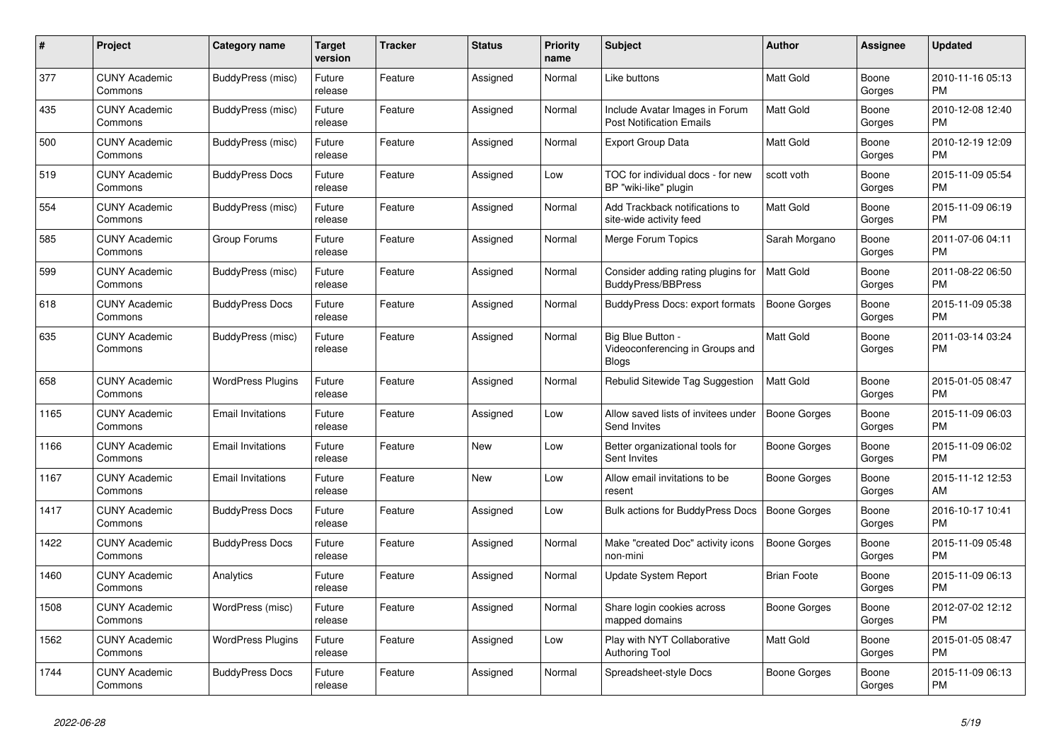| # | Project | Category name | Target version | Tracker | Status | Priority name | Subject | Author | Assignee | Updated |
|---|---|---|---|---|---|---|---|---|---|---|
| 377 | CUNY Academic Commons | BuddyPress (misc) | Future release | Feature | Assigned | Normal | Like buttons | Matt Gold | Boone Gorges | 2010-11-16 05:13 PM |
| 435 | CUNY Academic Commons | BuddyPress (misc) | Future release | Feature | Assigned | Normal | Include Avatar Images in Forum Post Notification Emails | Matt Gold | Boone Gorges | 2010-12-08 12:40 PM |
| 500 | CUNY Academic Commons | BuddyPress (misc) | Future release | Feature | Assigned | Normal | Export Group Data | Matt Gold | Boone Gorges | 2010-12-19 12:09 PM |
| 519 | CUNY Academic Commons | BuddyPress Docs | Future release | Feature | Assigned | Low | TOC for individual docs - for new BP "wiki-like" plugin | scott voth | Boone Gorges | 2015-11-09 05:54 PM |
| 554 | CUNY Academic Commons | BuddyPress (misc) | Future release | Feature | Assigned | Normal | Add Trackback notifications to site-wide activity feed | Matt Gold | Boone Gorges | 2015-11-09 06:19 PM |
| 585 | CUNY Academic Commons | Group Forums | Future release | Feature | Assigned | Normal | Merge Forum Topics | Sarah Morgano | Boone Gorges | 2011-07-06 04:11 PM |
| 599 | CUNY Academic Commons | BuddyPress (misc) | Future release | Feature | Assigned | Normal | Consider adding rating plugins for BuddyPress/BBPress | Matt Gold | Boone Gorges | 2011-08-22 06:50 PM |
| 618 | CUNY Academic Commons | BuddyPress Docs | Future release | Feature | Assigned | Normal | BuddyPress Docs: export formats | Boone Gorges | Boone Gorges | 2015-11-09 05:38 PM |
| 635 | CUNY Academic Commons | BuddyPress (misc) | Future release | Feature | Assigned | Normal | Big Blue Button - Videoconferencing in Groups and Blogs | Matt Gold | Boone Gorges | 2011-03-14 03:24 PM |
| 658 | CUNY Academic Commons | WordPress Plugins | Future release | Feature | Assigned | Normal | Rebulid Sitewide Tag Suggestion | Matt Gold | Boone Gorges | 2015-01-05 08:47 PM |
| 1165 | CUNY Academic Commons | Email Invitations | Future release | Feature | Assigned | Low | Allow saved lists of invitees under Send Invites | Boone Gorges | Boone Gorges | 2015-11-09 06:03 PM |
| 1166 | CUNY Academic Commons | Email Invitations | Future release | Feature | New | Low | Better organizational tools for Sent Invites | Boone Gorges | Boone Gorges | 2015-11-09 06:02 PM |
| 1167 | CUNY Academic Commons | Email Invitations | Future release | Feature | New | Low | Allow email invitations to be resent | Boone Gorges | Boone Gorges | 2015-11-12 12:53 AM |
| 1417 | CUNY Academic Commons | BuddyPress Docs | Future release | Feature | Assigned | Low | Bulk actions for BuddyPress Docs | Boone Gorges | Boone Gorges | 2016-10-17 10:41 PM |
| 1422 | CUNY Academic Commons | BuddyPress Docs | Future release | Feature | Assigned | Normal | Make "created Doc" activity icons non-mini | Boone Gorges | Boone Gorges | 2015-11-09 05:48 PM |
| 1460 | CUNY Academic Commons | Analytics | Future release | Feature | Assigned | Normal | Update System Report | Brian Foote | Boone Gorges | 2015-11-09 06:13 PM |
| 1508 | CUNY Academic Commons | WordPress (misc) | Future release | Feature | Assigned | Normal | Share login cookies across mapped domains | Boone Gorges | Boone Gorges | 2012-07-02 12:12 PM |
| 1562 | CUNY Academic Commons | WordPress Plugins | Future release | Feature | Assigned | Low | Play with NYT Collaborative Authoring Tool | Matt Gold | Boone Gorges | 2015-01-05 08:47 PM |
| 1744 | CUNY Academic Commons | BuddyPress Docs | Future release | Feature | Assigned | Normal | Spreadsheet-style Docs | Boone Gorges | Boone Gorges | 2015-11-09 06:13 PM |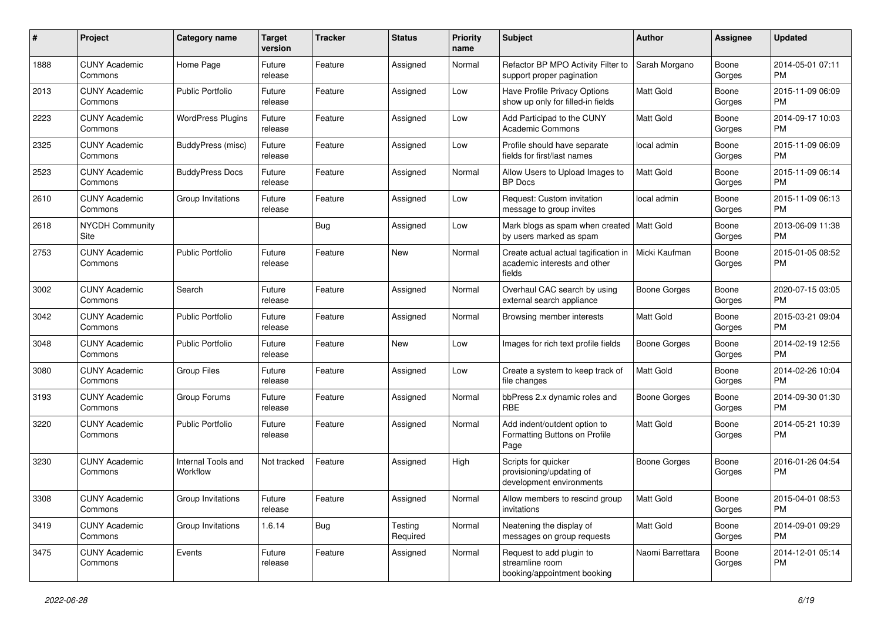| # | Project | Category name | Target version | Tracker | Status | Priority name | Subject | Author | Assignee | Updated |
|---|---|---|---|---|---|---|---|---|---|---|
| 1888 | CUNY Academic Commons | Home Page | Future release | Feature | Assigned | Normal | Refactor BP MPO Activity Filter to support proper pagination | Sarah Morgano | Boone Gorges | 2014-05-01 07:11 PM |
| 2013 | CUNY Academic Commons | Public Portfolio | Future release | Feature | Assigned | Low | Have Profile Privacy Options show up only for filled-in fields | Matt Gold | Boone Gorges | 2015-11-09 06:09 PM |
| 2223 | CUNY Academic Commons | WordPress Plugins | Future release | Feature | Assigned | Low | Add Participad to the CUNY Academic Commons | Matt Gold | Boone Gorges | 2014-09-17 10:03 PM |
| 2325 | CUNY Academic Commons | BuddyPress (misc) | Future release | Feature | Assigned | Low | Profile should have separate fields for first/last names | local admin | Boone Gorges | 2015-11-09 06:09 PM |
| 2523 | CUNY Academic Commons | BuddyPress Docs | Future release | Feature | Assigned | Normal | Allow Users to Upload Images to BP Docs | Matt Gold | Boone Gorges | 2015-11-09 06:14 PM |
| 2610 | CUNY Academic Commons | Group Invitations | Future release | Feature | Assigned | Low | Request: Custom invitation message to group invites | local admin | Boone Gorges | 2015-11-09 06:13 PM |
| 2618 | NYCDH Community Site | | | Bug | Assigned | Low | Mark blogs as spam when created by users marked as spam | Matt Gold | Boone Gorges | 2013-06-09 11:38 PM |
| 2753 | CUNY Academic Commons | Public Portfolio | Future release | Feature | New | Normal | Create actual actual tagification in academic interests and other fields | Micki Kaufman | Boone Gorges | 2015-01-05 08:52 PM |
| 3002 | CUNY Academic Commons | Search | Future release | Feature | Assigned | Normal | Overhaul CAC search by using external search appliance | Boone Gorges | Boone Gorges | 2020-07-15 03:05 PM |
| 3042 | CUNY Academic Commons | Public Portfolio | Future release | Feature | Assigned | Normal | Browsing member interests | Matt Gold | Boone Gorges | 2015-03-21 09:04 PM |
| 3048 | CUNY Academic Commons | Public Portfolio | Future release | Feature | New | Low | Images for rich text profile fields | Boone Gorges | Boone Gorges | 2014-02-19 12:56 PM |
| 3080 | CUNY Academic Commons | Group Files | Future release | Feature | Assigned | Low | Create a system to keep track of file changes | Matt Gold | Boone Gorges | 2014-02-26 10:04 PM |
| 3193 | CUNY Academic Commons | Group Forums | Future release | Feature | Assigned | Normal | bbPress 2.x dynamic roles and RBE | Boone Gorges | Boone Gorges | 2014-09-30 01:30 PM |
| 3220 | CUNY Academic Commons | Public Portfolio | Future release | Feature | Assigned | Normal | Add indent/outdent option to Formatting Buttons on Profile Page | Matt Gold | Boone Gorges | 2014-05-21 10:39 PM |
| 3230 | CUNY Academic Commons | Internal Tools and Workflow | Not tracked | Feature | Assigned | High | Scripts for quicker provisioning/updating of development environments | Boone Gorges | Boone Gorges | 2016-01-26 04:54 PM |
| 3308 | CUNY Academic Commons | Group Invitations | Future release | Feature | Assigned | Normal | Allow members to rescind group invitations | Matt Gold | Boone Gorges | 2015-04-01 08:53 PM |
| 3419 | CUNY Academic Commons | Group Invitations | 1.6.14 | Bug | Testing Required | Normal | Neatening the display of messages on group requests | Matt Gold | Boone Gorges | 2014-09-01 09:29 PM |
| 3475 | CUNY Academic Commons | Events | Future release | Feature | Assigned | Normal | Request to add plugin to streamline room booking/appointment booking | Naomi Barrettara | Boone Gorges | 2014-12-01 05:14 PM |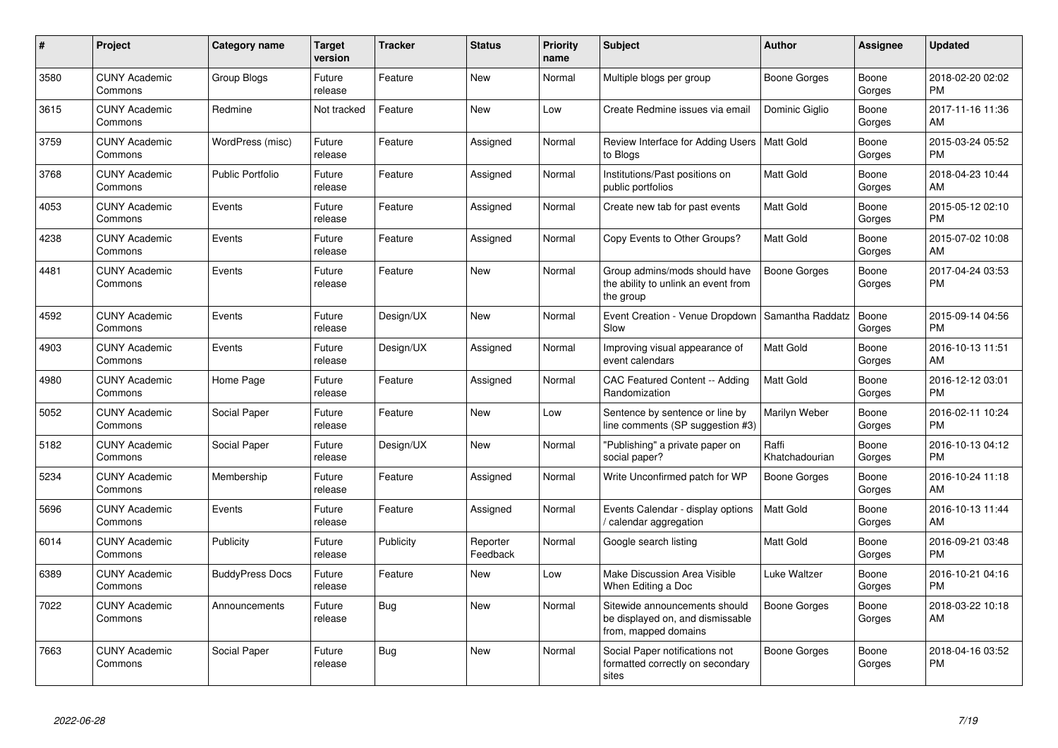| # | Project | Category name | Target version | Tracker | Status | Priority name | Subject | Author | Assignee | Updated |
|---|---|---|---|---|---|---|---|---|---|---|
| 3580 | CUNY Academic Commons | Group Blogs | Future release | Feature | New | Normal | Multiple blogs per group | Boone Gorges | Boone Gorges | 2018-02-20 02:02 PM |
| 3615 | CUNY Academic Commons | Redmine | Not tracked | Feature | New | Low | Create Redmine issues via email | Dominic Giglio | Boone Gorges | 2017-11-16 11:36 AM |
| 3759 | CUNY Academic Commons | WordPress (misc) | Future release | Feature | Assigned | Normal | Review Interface for Adding Users to Blogs | Matt Gold | Boone Gorges | 2015-03-24 05:52 PM |
| 3768 | CUNY Academic Commons | Public Portfolio | Future release | Feature | Assigned | Normal | Institutions/Past positions on public portfolios | Matt Gold | Boone Gorges | 2018-04-23 10:44 AM |
| 4053 | CUNY Academic Commons | Events | Future release | Feature | Assigned | Normal | Create new tab for past events | Matt Gold | Boone Gorges | 2015-05-12 02:10 PM |
| 4238 | CUNY Academic Commons | Events | Future release | Feature | Assigned | Normal | Copy Events to Other Groups? | Matt Gold | Boone Gorges | 2015-07-02 10:08 AM |
| 4481 | CUNY Academic Commons | Events | Future release | Feature | New | Normal | Group admins/mods should have the ability to unlink an event from the group | Boone Gorges | Boone Gorges | 2017-04-24 03:53 PM |
| 4592 | CUNY Academic Commons | Events | Future release | Design/UX | New | Normal | Event Creation - Venue Dropdown Slow | Samantha Raddatz | Boone Gorges | 2015-09-14 04:56 PM |
| 4903 | CUNY Academic Commons | Events | Future release | Design/UX | Assigned | Normal | Improving visual appearance of event calendars | Matt Gold | Boone Gorges | 2016-10-13 11:51 AM |
| 4980 | CUNY Academic Commons | Home Page | Future release | Feature | Assigned | Normal | CAC Featured Content -- Adding Randomization | Matt Gold | Boone Gorges | 2016-12-12 03:01 PM |
| 5052 | CUNY Academic Commons | Social Paper | Future release | Feature | New | Low | Sentence by sentence or line by line comments (SP suggestion #3) | Marilyn Weber | Boone Gorges | 2016-02-11 10:24 PM |
| 5182 | CUNY Academic Commons | Social Paper | Future release | Design/UX | New | Normal | "Publishing" a private paper on social paper? | Raffi Khatchadourian | Boone Gorges | 2016-10-13 04:12 PM |
| 5234 | CUNY Academic Commons | Membership | Future release | Feature | Assigned | Normal | Write Unconfirmed patch for WP | Boone Gorges | Boone Gorges | 2016-10-24 11:18 AM |
| 5696 | CUNY Academic Commons | Events | Future release | Feature | Assigned | Normal | Events Calendar - display options / calendar aggregation | Matt Gold | Boone Gorges | 2016-10-13 11:44 AM |
| 6014 | CUNY Academic Commons | Publicity | Future release | Publicity | Reporter Feedback | Normal | Google search listing | Matt Gold | Boone Gorges | 2016-09-21 03:48 PM |
| 6389 | CUNY Academic Commons | BuddyPress Docs | Future release | Feature | New | Low | Make Discussion Area Visible When Editing a Doc | Luke Waltzer | Boone Gorges | 2016-10-21 04:16 PM |
| 7022 | CUNY Academic Commons | Announcements | Future release | Bug | New | Normal | Sitewide announcements should be displayed on, and dismissable from, mapped domains | Boone Gorges | Boone Gorges | 2018-03-22 10:18 AM |
| 7663 | CUNY Academic Commons | Social Paper | Future release | Bug | New | Normal | Social Paper notifications not formatted correctly on secondary sites | Boone Gorges | Boone Gorges | 2018-04-16 03:52 PM |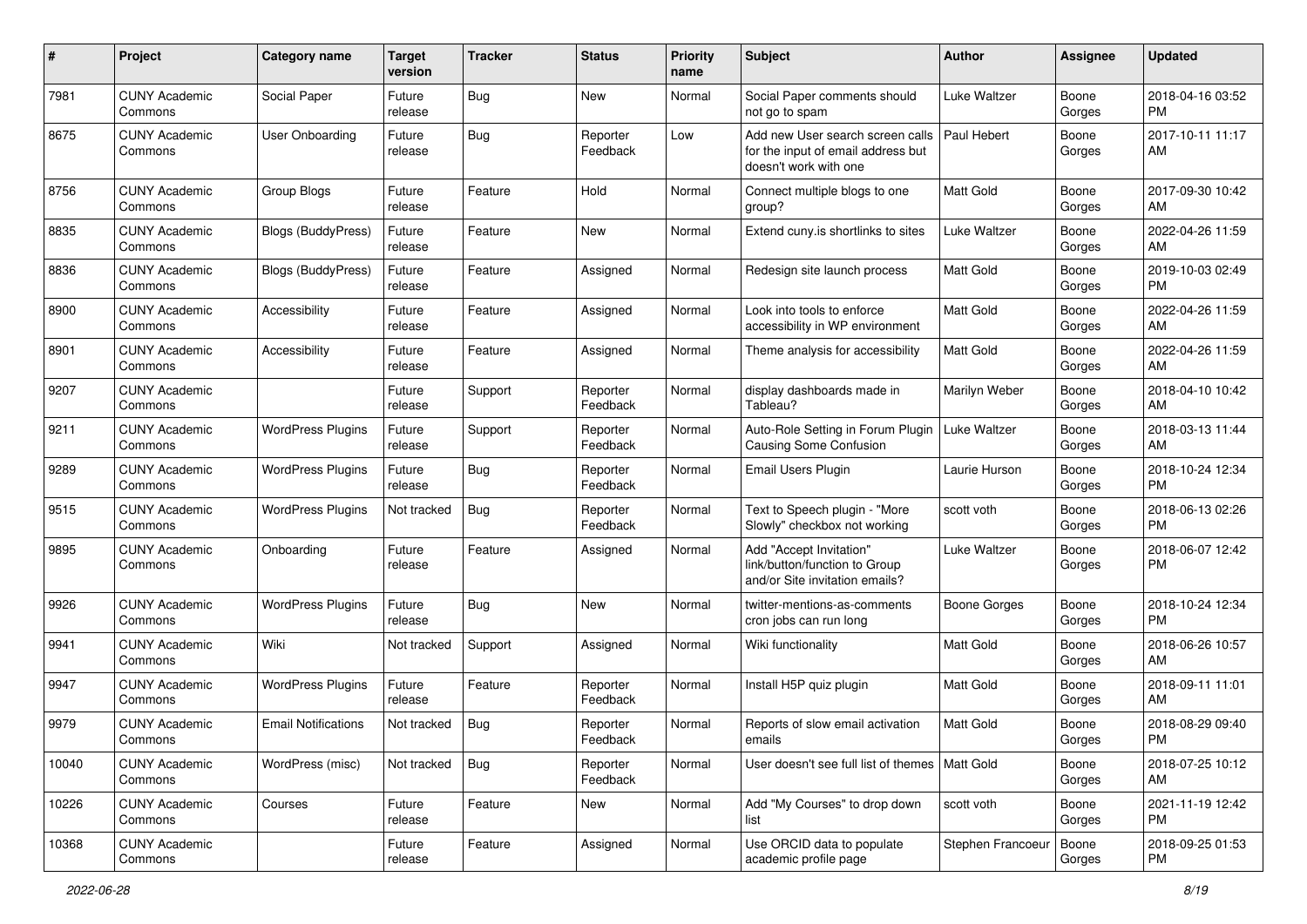| # | Project | Category name | Target version | Tracker | Status | Priority name | Subject | Author | Assignee | Updated |
|---|---|---|---|---|---|---|---|---|---|---|
| 7981 | CUNY Academic Commons | Social Paper | Future release | Bug | New | Normal | Social Paper comments should not go to spam | Luke Waltzer | Boone Gorges | 2018-04-16 03:52 PM |
| 8675 | CUNY Academic Commons | User Onboarding | Future release | Bug | Reporter Feedback | Low | Add new User search screen calls for the input of email address but doesn't work with one | Paul Hebert | Boone Gorges | 2017-10-11 11:17 AM |
| 8756 | CUNY Academic Commons | Group Blogs | Future release | Feature | Hold | Normal | Connect multiple blogs to one group? | Matt Gold | Boone Gorges | 2017-09-30 10:42 AM |
| 8835 | CUNY Academic Commons | Blogs (BuddyPress) | Future release | Feature | New | Normal | Extend cuny.is shortlinks to sites | Luke Waltzer | Boone Gorges | 2022-04-26 11:59 AM |
| 8836 | CUNY Academic Commons | Blogs (BuddyPress) | Future release | Feature | Assigned | Normal | Redesign site launch process | Matt Gold | Boone Gorges | 2019-10-03 02:49 PM |
| 8900 | CUNY Academic Commons | Accessibility | Future release | Feature | Assigned | Normal | Look into tools to enforce accessibility in WP environment | Matt Gold | Boone Gorges | 2022-04-26 11:59 AM |
| 8901 | CUNY Academic Commons | Accessibility | Future release | Feature | Assigned | Normal | Theme analysis for accessibility | Matt Gold | Boone Gorges | 2022-04-26 11:59 AM |
| 9207 | CUNY Academic Commons | | Future release | Support | Reporter Feedback | Normal | display dashboards made in Tableau? | Marilyn Weber | Boone Gorges | 2018-04-10 10:42 AM |
| 9211 | CUNY Academic Commons | WordPress Plugins | Future release | Support | Reporter Feedback | Normal | Auto-Role Setting in Forum Plugin Causing Some Confusion | Luke Waltzer | Boone Gorges | 2018-03-13 11:44 AM |
| 9289 | CUNY Academic Commons | WordPress Plugins | Future release | Bug | Reporter Feedback | Normal | Email Users Plugin | Laurie Hurson | Boone Gorges | 2018-10-24 12:34 PM |
| 9515 | CUNY Academic Commons | WordPress Plugins | Not tracked | Bug | Reporter Feedback | Normal | Text to Speech plugin - "More Slowly" checkbox not working | scott voth | Boone Gorges | 2018-06-13 02:26 PM |
| 9895 | CUNY Academic Commons | Onboarding | Future release | Feature | Assigned | Normal | Add "Accept Invitation" link/button/function to Group and/or Site invitation emails? | Luke Waltzer | Boone Gorges | 2018-06-07 12:42 PM |
| 9926 | CUNY Academic Commons | WordPress Plugins | Future release | Bug | New | Normal | twitter-mentions-as-comments cron jobs can run long | Boone Gorges | Boone Gorges | 2018-10-24 12:34 PM |
| 9941 | CUNY Academic Commons | Wiki | Not tracked | Support | Assigned | Normal | Wiki functionality | Matt Gold | Boone Gorges | 2018-06-26 10:57 AM |
| 9947 | CUNY Academic Commons | WordPress Plugins | Future release | Feature | Reporter Feedback | Normal | Install H5P quiz plugin | Matt Gold | Boone Gorges | 2018-09-11 11:01 AM |
| 9979 | CUNY Academic Commons | Email Notifications | Not tracked | Bug | Reporter Feedback | Normal | Reports of slow email activation emails | Matt Gold | Boone Gorges | 2018-08-29 09:40 PM |
| 10040 | CUNY Academic Commons | WordPress (misc) | Not tracked | Bug | Reporter Feedback | Normal | User doesn't see full list of themes | Matt Gold | Boone Gorges | 2018-07-25 10:12 AM |
| 10226 | CUNY Academic Commons | Courses | Future release | Feature | New | Normal | Add "My Courses" to drop down list | scott voth | Boone Gorges | 2021-11-19 12:42 PM |
| 10368 | CUNY Academic Commons | | Future release | Feature | Assigned | Normal | Use ORCID data to populate academic profile page | Stephen Francoeur | Boone Gorges | 2018-09-25 01:53 PM |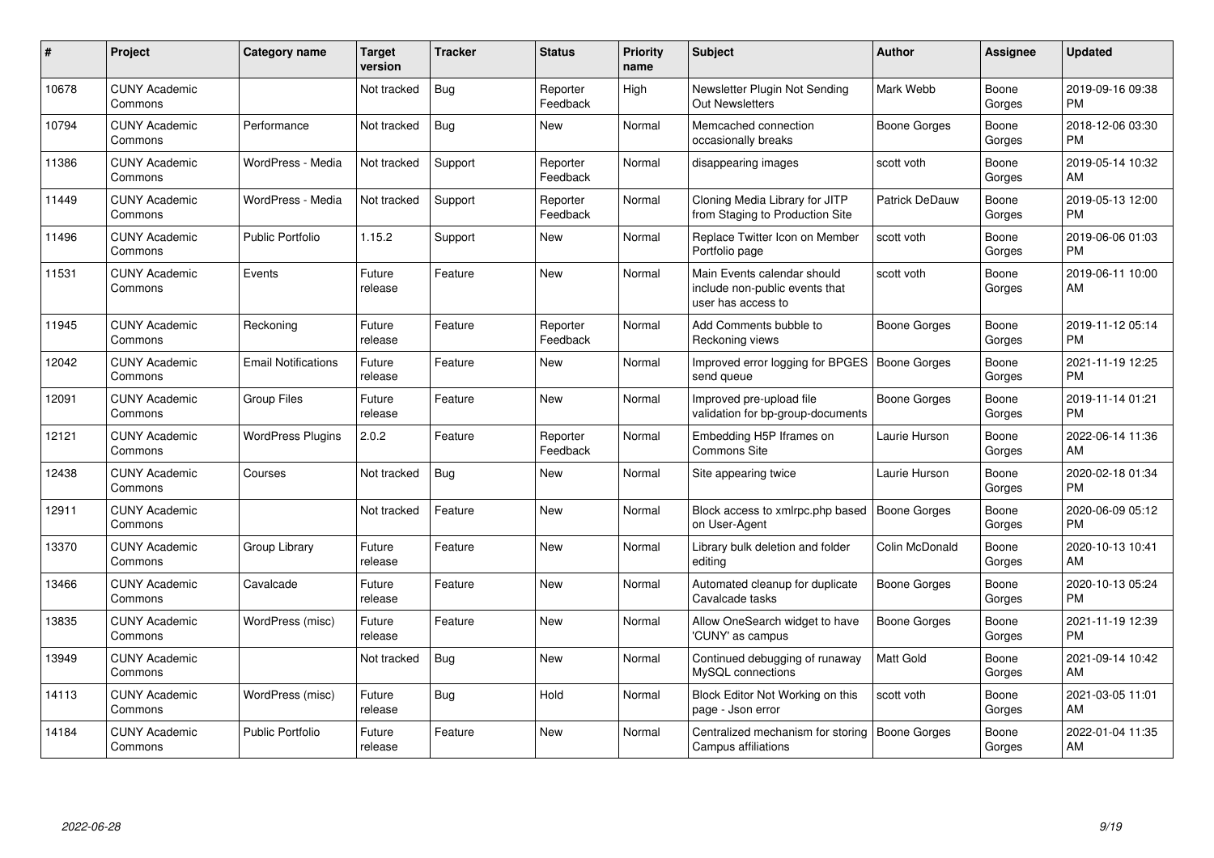| # | Project | Category name | Target version | Tracker | Status | Priority name | Subject | Author | Assignee | Updated |
|---|---|---|---|---|---|---|---|---|---|---|
| 10678 | CUNY Academic Commons | | Not tracked | Bug | Reporter Feedback | High | Newsletter Plugin Not Sending Out Newsletters | Mark Webb | Boone Gorges | 2019-09-16 09:38 PM |
| 10794 | CUNY Academic Commons | Performance | Not tracked | Bug | New | Normal | Memcached connection occasionally breaks | Boone Gorges | Boone Gorges | 2018-12-06 03:30 PM |
| 11386 | CUNY Academic Commons | WordPress - Media | Not tracked | Support | Reporter Feedback | Normal | disappearing images | scott voth | Boone Gorges | 2019-05-14 10:32 AM |
| 11449 | CUNY Academic Commons | WordPress - Media | Not tracked | Support | Reporter Feedback | Normal | Cloning Media Library for JITP from Staging to Production Site | Patrick DeDauw | Boone Gorges | 2019-05-13 12:00 PM |
| 11496 | CUNY Academic Commons | Public Portfolio | 1.15.2 | Support | New | Normal | Replace Twitter Icon on Member Portfolio page | scott voth | Boone Gorges | 2019-06-06 01:03 PM |
| 11531 | CUNY Academic Commons | Events | Future release | Feature | New | Normal | Main Events calendar should include non-public events that user has access to | scott voth | Boone Gorges | 2019-06-11 10:00 AM |
| 11945 | CUNY Academic Commons | Reckoning | Future release | Feature | Reporter Feedback | Normal | Add Comments bubble to Reckoning views | Boone Gorges | Boone Gorges | 2019-11-12 05:14 PM |
| 12042 | CUNY Academic Commons | Email Notifications | Future release | Feature | New | Normal | Improved error logging for BPGES send queue | Boone Gorges | Boone Gorges | 2021-11-19 12:25 PM |
| 12091 | CUNY Academic Commons | Group Files | Future release | Feature | New | Normal | Improved pre-upload file validation for bp-group-documents | Boone Gorges | Boone Gorges | 2019-11-14 01:21 PM |
| 12121 | CUNY Academic Commons | WordPress Plugins | 2.0.2 | Feature | Reporter Feedback | Normal | Embedding H5P Iframes on Commons Site | Laurie Hurson | Boone Gorges | 2022-06-14 11:36 AM |
| 12438 | CUNY Academic Commons | Courses | Not tracked | Bug | New | Normal | Site appearing twice | Laurie Hurson | Boone Gorges | 2020-02-18 01:34 PM |
| 12911 | CUNY Academic Commons | | Not tracked | Feature | New | Normal | Block access to xmlrpc.php based on User-Agent | Boone Gorges | Boone Gorges | 2020-06-09 05:12 PM |
| 13370 | CUNY Academic Commons | Group Library | Future release | Feature | New | Normal | Library bulk deletion and folder editing | Colin McDonald | Boone Gorges | 2020-10-13 10:41 AM |
| 13466 | CUNY Academic Commons | Cavalcade | Future release | Feature | New | Normal | Automated cleanup for duplicate Cavalcade tasks | Boone Gorges | Boone Gorges | 2020-10-13 05:24 PM |
| 13835 | CUNY Academic Commons | WordPress (misc) | Future release | Feature | New | Normal | Allow OneSearch widget to have 'CUNY' as campus | Boone Gorges | Boone Gorges | 2021-11-19 12:39 PM |
| 13949 | CUNY Academic Commons | | Not tracked | Bug | New | Normal | Continued debugging of runaway MySQL connections | Matt Gold | Boone Gorges | 2021-09-14 10:42 AM |
| 14113 | CUNY Academic Commons | WordPress (misc) | Future release | Bug | Hold | Normal | Block Editor Not Working on this page - Json error | scott voth | Boone Gorges | 2021-03-05 11:01 AM |
| 14184 | CUNY Academic Commons | Public Portfolio | Future release | Feature | New | Normal | Centralized mechanism for storing Campus affiliations | Boone Gorges | Boone Gorges | 2022-01-04 11:35 AM |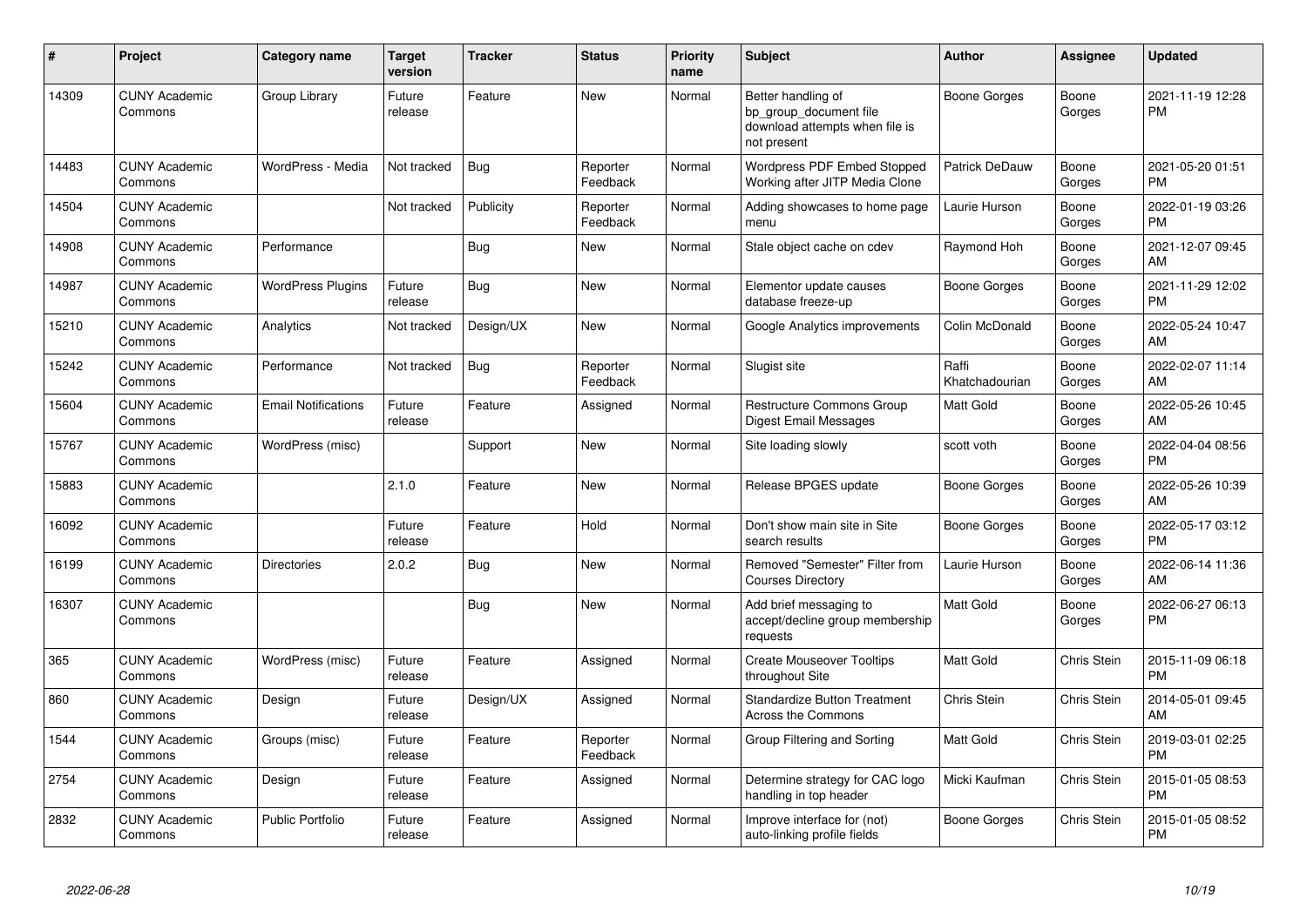| # | Project | Category name | Target version | Tracker | Status | Priority name | Subject | Author | Assignee | Updated |
|---|---|---|---|---|---|---|---|---|---|---|
| 14309 | CUNY Academic Commons | Group Library | Future release | Feature | New | Normal | Better handling of bp_group_document file download attempts when file is not present | Boone Gorges | Boone Gorges | 2021-11-19 12:28 PM |
| 14483 | CUNY Academic Commons | WordPress - Media | Not tracked | Bug | Reporter Feedback | Normal | Wordpress PDF Embed Stopped Working after JITP Media Clone | Patrick DeDauw | Boone Gorges | 2021-05-20 01:51 PM |
| 14504 | CUNY Academic Commons | | Not tracked | Publicity | Reporter Feedback | Normal | Adding showcases to home page menu | Laurie Hurson | Boone Gorges | 2022-01-19 03:26 PM |
| 14908 | CUNY Academic Commons | Performance | | Bug | New | Normal | Stale object cache on cdev | Raymond Hoh | Boone Gorges | 2021-12-07 09:45 AM |
| 14987 | CUNY Academic Commons | WordPress Plugins | Future release | Bug | New | Normal | Elementor update causes database freeze-up | Boone Gorges | Boone Gorges | 2021-11-29 12:02 PM |
| 15210 | CUNY Academic Commons | Analytics | Not tracked | Design/UX | New | Normal | Google Analytics improvements | Colin McDonald | Boone Gorges | 2022-05-24 10:47 AM |
| 15242 | CUNY Academic Commons | Performance | Not tracked | Bug | Reporter Feedback | Normal | Slugist site | Raffi Khatchadourian | Boone Gorges | 2022-02-07 11:14 AM |
| 15604 | CUNY Academic Commons | Email Notifications | Future release | Feature | Assigned | Normal | Restructure Commons Group Digest Email Messages | Matt Gold | Boone Gorges | 2022-05-26 10:45 AM |
| 15767 | CUNY Academic Commons | WordPress (misc) | | Support | New | Normal | Site loading slowly | scott voth | Boone Gorges | 2022-04-04 08:56 PM |
| 15883 | CUNY Academic Commons | | 2.1.0 | Feature | New | Normal | Release BPGES update | Boone Gorges | Boone Gorges | 2022-05-26 10:39 AM |
| 16092 | CUNY Academic Commons | | Future release | Feature | Hold | Normal | Don't show main site in Site search results | Boone Gorges | Boone Gorges | 2022-05-17 03:12 PM |
| 16199 | CUNY Academic Commons | Directories | 2.0.2 | Bug | New | Normal | Removed "Semester" Filter from Courses Directory | Laurie Hurson | Boone Gorges | 2022-06-14 11:36 AM |
| 16307 | CUNY Academic Commons | | | Bug | New | Normal | Add brief messaging to accept/decline group membership requests | Matt Gold | Boone Gorges | 2022-06-27 06:13 PM |
| 365 | CUNY Academic Commons | WordPress (misc) | Future release | Feature | Assigned | Normal | Create Mouseover Tooltips throughout Site | Matt Gold | Chris Stein | 2015-11-09 06:18 PM |
| 860 | CUNY Academic Commons | Design | Future release | Design/UX | Assigned | Normal | Standardize Button Treatment Across the Commons | Chris Stein | Chris Stein | 2014-05-01 09:45 AM |
| 1544 | CUNY Academic Commons | Groups (misc) | Future release | Feature | Reporter Feedback | Normal | Group Filtering and Sorting | Matt Gold | Chris Stein | 2019-03-01 02:25 PM |
| 2754 | CUNY Academic Commons | Design | Future release | Feature | Assigned | Normal | Determine strategy for CAC logo handling in top header | Micki Kaufman | Chris Stein | 2015-01-05 08:53 PM |
| 2832 | CUNY Academic Commons | Public Portfolio | Future release | Feature | Assigned | Normal | Improve interface for (not) auto-linking profile fields | Boone Gorges | Chris Stein | 2015-01-05 08:52 PM |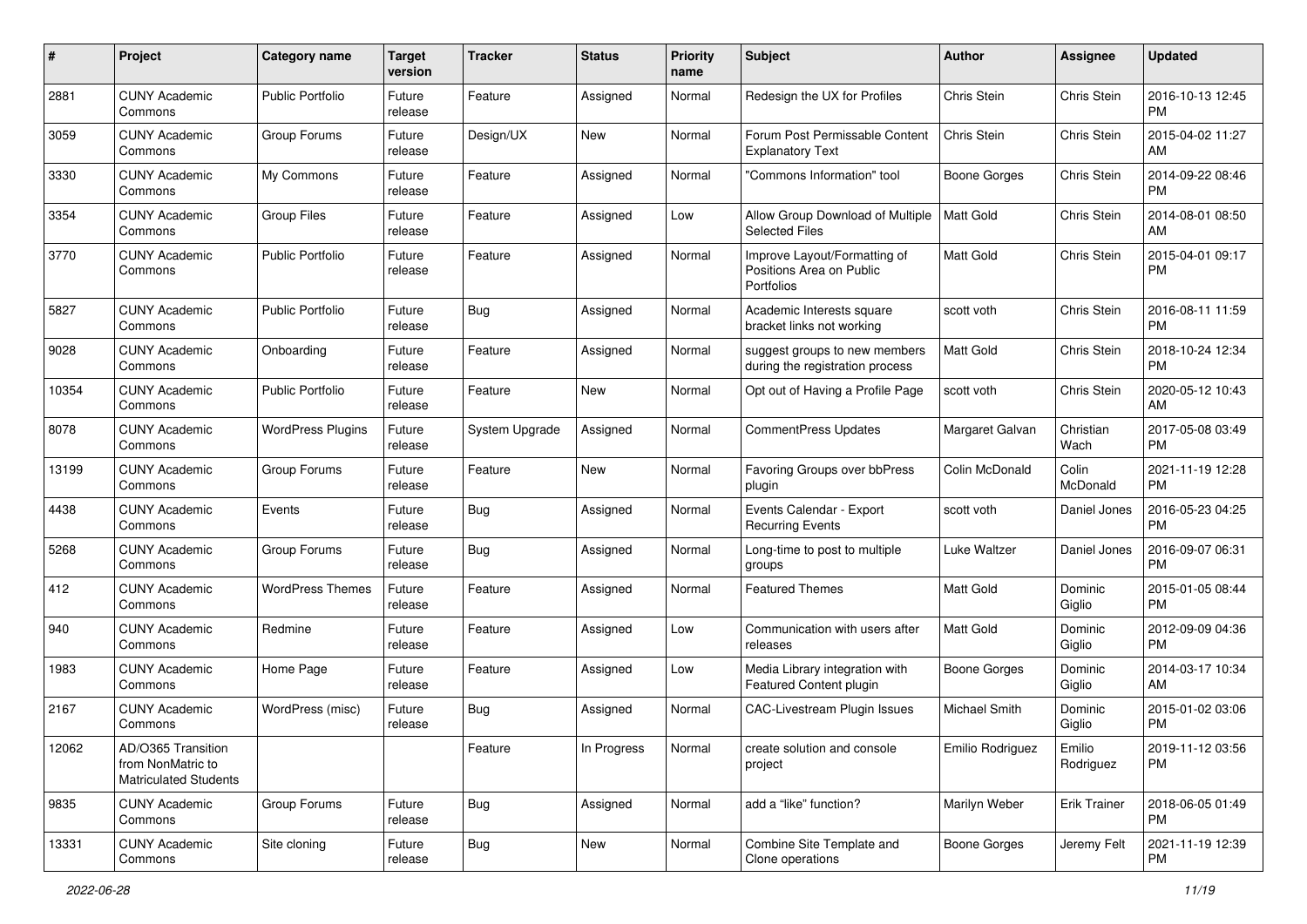| # | Project | Category name | Target version | Tracker | Status | Priority name | Subject | Author | Assignee | Updated |
|---|---|---|---|---|---|---|---|---|---|---|
| 2881 | CUNY Academic Commons | Public Portfolio | Future release | Feature | Assigned | Normal | Redesign the UX for Profiles | Chris Stein | Chris Stein | 2016-10-13 12:45 PM |
| 3059 | CUNY Academic Commons | Group Forums | Future release | Design/UX | New | Normal | Forum Post Permissable Content Explanatory Text | Chris Stein | Chris Stein | 2015-04-02 11:27 AM |
| 3330 | CUNY Academic Commons | My Commons | Future release | Feature | Assigned | Normal | "Commons Information" tool | Boone Gorges | Chris Stein | 2014-09-22 08:46 PM |
| 3354 | CUNY Academic Commons | Group Files | Future release | Feature | Assigned | Low | Allow Group Download of Multiple Selected Files | Matt Gold | Chris Stein | 2014-08-01 08:50 AM |
| 3770 | CUNY Academic Commons | Public Portfolio | Future release | Feature | Assigned | Normal | Improve Layout/Formatting of Positions Area on Public Portfolios | Matt Gold | Chris Stein | 2015-04-01 09:17 PM |
| 5827 | CUNY Academic Commons | Public Portfolio | Future release | Bug | Assigned | Normal | Academic Interests square bracket links not working | scott voth | Chris Stein | 2016-08-11 11:59 PM |
| 9028 | CUNY Academic Commons | Onboarding | Future release | Feature | Assigned | Normal | suggest groups to new members during the registration process | Matt Gold | Chris Stein | 2018-10-24 12:34 PM |
| 10354 | CUNY Academic Commons | Public Portfolio | Future release | Feature | New | Normal | Opt out of Having a Profile Page | scott voth | Chris Stein | 2020-05-12 10:43 AM |
| 8078 | CUNY Academic Commons | WordPress Plugins | Future release | System Upgrade | Assigned | Normal | CommentPress Updates | Margaret Galvan | Christian Wach | 2017-05-08 03:49 PM |
| 13199 | CUNY Academic Commons | Group Forums | Future release | Feature | New | Normal | Favoring Groups over bbPress plugin | Colin McDonald | Colin McDonald | 2021-11-19 12:28 PM |
| 4438 | CUNY Academic Commons | Events | Future release | Bug | Assigned | Normal | Events Calendar - Export Recurring Events | scott voth | Daniel Jones | 2016-05-23 04:25 PM |
| 5268 | CUNY Academic Commons | Group Forums | Future release | Bug | Assigned | Normal | Long-time to post to multiple groups | Luke Waltzer | Daniel Jones | 2016-09-07 06:31 PM |
| 412 | CUNY Academic Commons | WordPress Themes | Future release | Feature | Assigned | Normal | Featured Themes | Matt Gold | Dominic Giglio | 2015-01-05 08:44 PM |
| 940 | CUNY Academic Commons | Redmine | Future release | Feature | Assigned | Low | Communication with users after releases | Matt Gold | Dominic Giglio | 2012-09-09 04:36 PM |
| 1983 | CUNY Academic Commons | Home Page | Future release | Feature | Assigned | Low | Media Library integration with Featured Content plugin | Boone Gorges | Dominic Giglio | 2014-03-17 10:34 AM |
| 2167 | CUNY Academic Commons | WordPress (misc) | Future release | Bug | Assigned | Normal | CAC-Livestream Plugin Issues | Michael Smith | Dominic Giglio | 2015-01-02 03:06 PM |
| 12062 | AD/O365 Transition from NonMatric to Matriculated Students | | | Feature | In Progress | Normal | create solution and console project | Emilio Rodriguez | Emilio Rodriguez | 2019-11-12 03:56 PM |
| 9835 | CUNY Academic Commons | Group Forums | Future release | Bug | Assigned | Normal | add a "like" function? | Marilyn Weber | Erik Trainer | 2018-06-05 01:49 PM |
| 13331 | CUNY Academic Commons | Site cloning | Future release | Bug | New | Normal | Combine Site Template and Clone operations | Boone Gorges | Jeremy Felt | 2021-11-19 12:39 PM |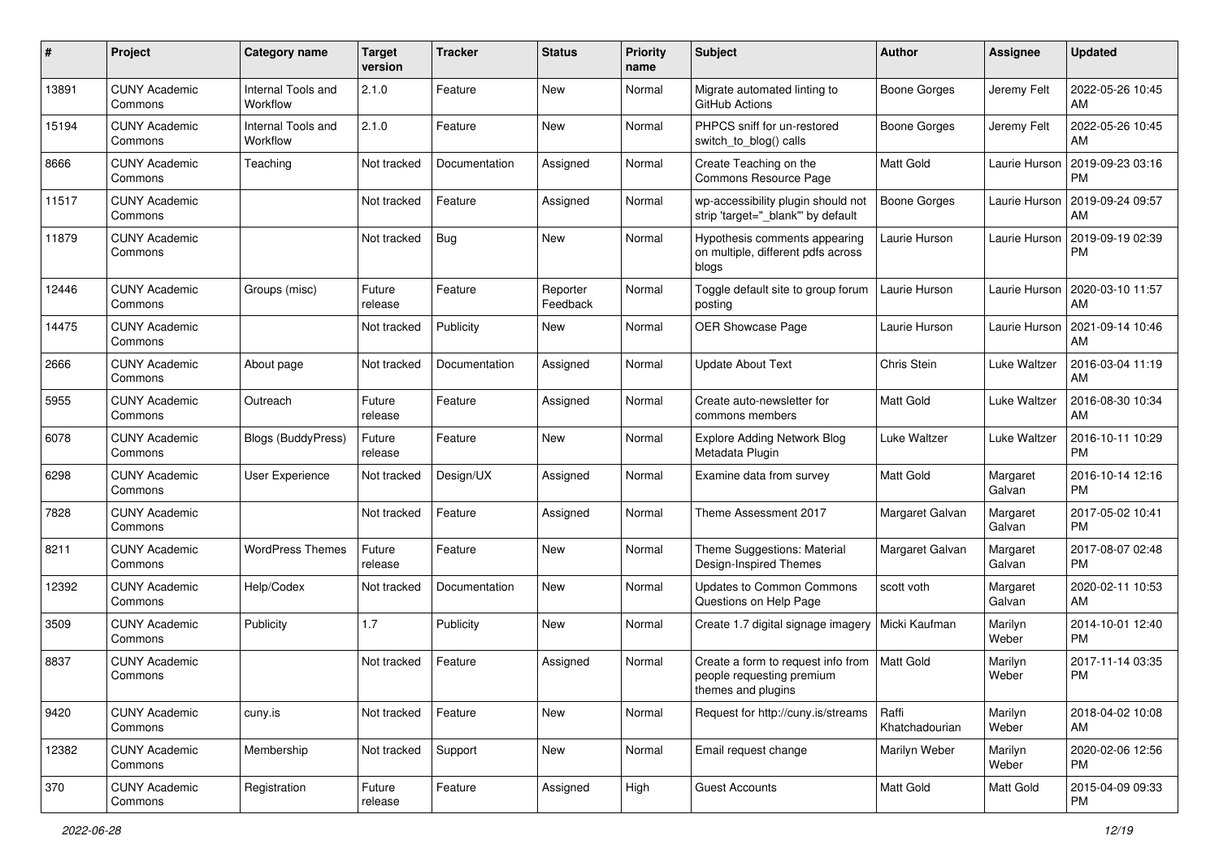| # | Project | Category name | Target version | Tracker | Status | Priority name | Subject | Author | Assignee | Updated |
|---|---|---|---|---|---|---|---|---|---|---|
| 13891 | CUNY Academic Commons | Internal Tools and Workflow | 2.1.0 | Feature | New | Normal | Migrate automated linting to GitHub Actions | Boone Gorges | Jeremy Felt | 2022-05-26 10:45 AM |
| 15194 | CUNY Academic Commons | Internal Tools and Workflow | 2.1.0 | Feature | New | Normal | PHPCS sniff for un-restored switch_to_blog() calls | Boone Gorges | Jeremy Felt | 2022-05-26 10:45 AM |
| 8666 | CUNY Academic Commons | Teaching | Not tracked | Documentation | Assigned | Normal | Create Teaching on the Commons Resource Page | Matt Gold | Laurie Hurson | 2019-09-23 03:16 PM |
| 11517 | CUNY Academic Commons | | Not tracked | Feature | Assigned | Normal | wp-accessibility plugin should not strip 'target="_blank"' by default | Boone Gorges | Laurie Hurson | 2019-09-24 09:57 AM |
| 11879 | CUNY Academic Commons | | Not tracked | Bug | New | Normal | Hypothesis comments appearing on multiple, different pdfs across blogs | Laurie Hurson | Laurie Hurson | 2019-09-19 02:39 PM |
| 12446 | CUNY Academic Commons | Groups (misc) | Future release | Feature | Reporter Feedback | Normal | Toggle default site to group forum posting | Laurie Hurson | Laurie Hurson | 2020-03-10 11:57 AM |
| 14475 | CUNY Academic Commons | | Not tracked | Publicity | New | Normal | OER Showcase Page | Laurie Hurson | Laurie Hurson | 2021-09-14 10:46 AM |
| 2666 | CUNY Academic Commons | About page | Not tracked | Documentation | Assigned | Normal | Update About Text | Chris Stein | Luke Waltzer | 2016-03-04 11:19 AM |
| 5955 | CUNY Academic Commons | Outreach | Future release | Feature | Assigned | Normal | Create auto-newsletter for commons members | Matt Gold | Luke Waltzer | 2016-08-30 10:34 AM |
| 6078 | CUNY Academic Commons | Blogs (BuddyPress) | Future release | Feature | New | Normal | Explore Adding Network Blog Metadata Plugin | Luke Waltzer | Luke Waltzer | 2016-10-11 10:29 PM |
| 6298 | CUNY Academic Commons | User Experience | Not tracked | Design/UX | Assigned | Normal | Examine data from survey | Matt Gold | Margaret Galvan | 2016-10-14 12:16 PM |
| 7828 | CUNY Academic Commons | | Not tracked | Feature | Assigned | Normal | Theme Assessment 2017 | Margaret Galvan | Margaret Galvan | 2017-05-02 10:41 PM |
| 8211 | CUNY Academic Commons | WordPress Themes | Future release | Feature | New | Normal | Theme Suggestions: Material Design-Inspired Themes | Margaret Galvan | Margaret Galvan | 2017-08-07 02:48 PM |
| 12392 | CUNY Academic Commons | Help/Codex | Not tracked | Documentation | New | Normal | Updates to Common Commons Questions on Help Page | scott voth | Margaret Galvan | 2020-02-11 10:53 AM |
| 3509 | CUNY Academic Commons | Publicity | 1.7 | Publicity | New | Normal | Create 1.7 digital signage imagery | Micki Kaufman | Marilyn Weber | 2014-10-01 12:40 PM |
| 8837 | CUNY Academic Commons | | Not tracked | Feature | Assigned | Normal | Create a form to request info from people requesting premium themes and plugins | Matt Gold | Marilyn Weber | 2017-11-14 03:35 PM |
| 9420 | CUNY Academic Commons | cuny.is | Not tracked | Feature | New | Normal | Request for http://cuny.is/streams | Raffi Khatchadourian | Marilyn Weber | 2018-04-02 10:08 AM |
| 12382 | CUNY Academic Commons | Membership | Not tracked | Support | New | Normal | Email request change | Marilyn Weber | Marilyn Weber | 2020-02-06 12:56 PM |
| 370 | CUNY Academic Commons | Registration | Future release | Feature | Assigned | High | Guest Accounts | Matt Gold | Matt Gold | 2015-04-09 09:33 PM |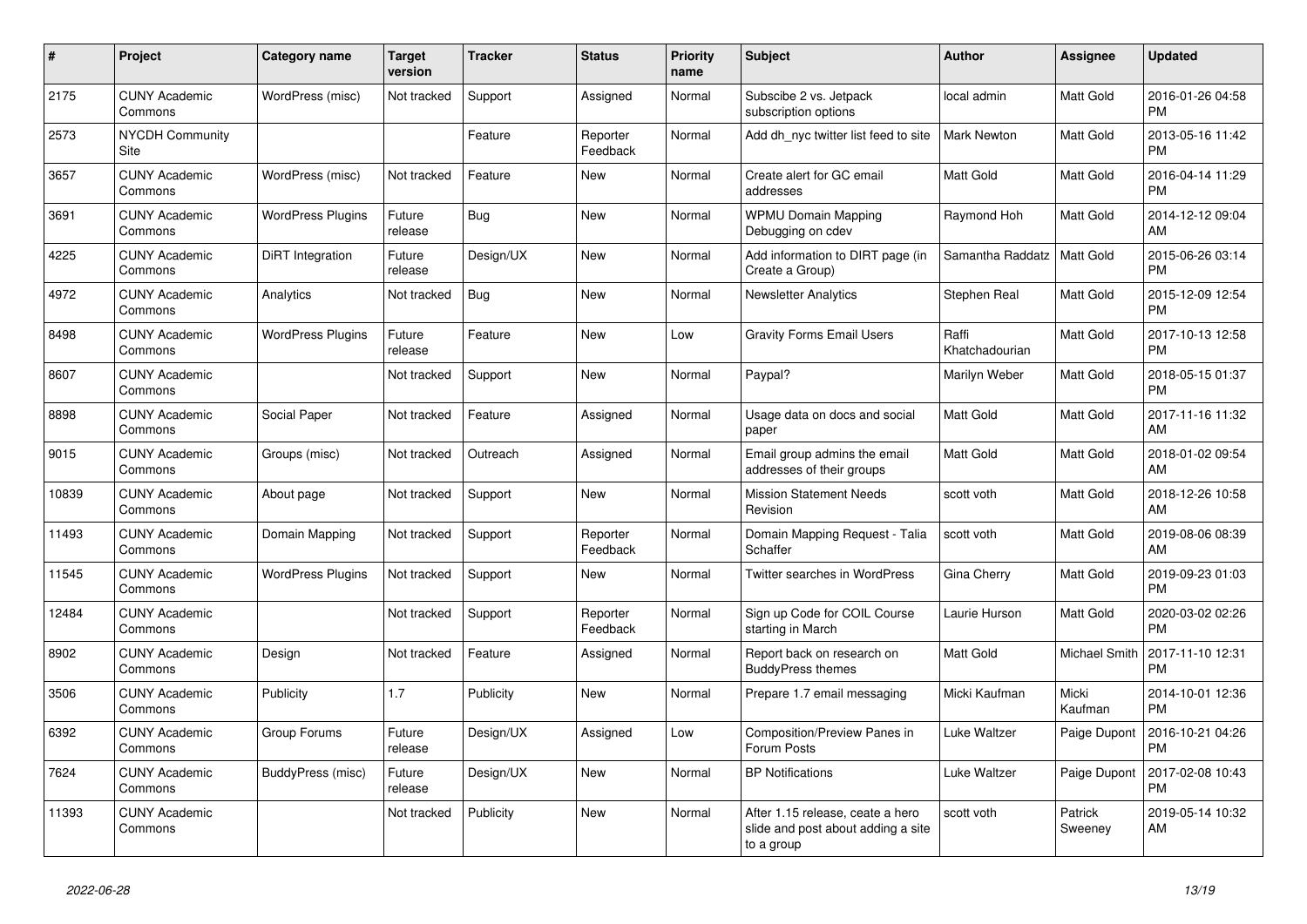| # | Project | Category name | Target version | Tracker | Status | Priority name | Subject | Author | Assignee | Updated |
|---|---|---|---|---|---|---|---|---|---|---|
| 2175 | CUNY Academic Commons | WordPress (misc) | Not tracked | Support | Assigned | Normal | Subscibe 2 vs. Jetpack subscription options | local admin | Matt Gold | 2016-01-26 04:58 PM |
| 2573 | NYCDH Community Site | | | Feature | Reporter Feedback | Normal | Add dh_nyc twitter list feed to site | Mark Newton | Matt Gold | 2013-05-16 11:42 PM |
| 3657 | CUNY Academic Commons | WordPress (misc) | Not tracked | Feature | New | Normal | Create alert for GC email addresses | Matt Gold | Matt Gold | 2016-04-14 11:29 PM |
| 3691 | CUNY Academic Commons | WordPress Plugins | Future release | Bug | New | Normal | WPMU Domain Mapping Debugging on cdev | Raymond Hoh | Matt Gold | 2014-12-12 09:04 AM |
| 4225 | CUNY Academic Commons | DiRT Integration | Future release | Design/UX | New | Normal | Add information to DIRT page (in Create a Group) | Samantha Raddatz | Matt Gold | 2015-06-26 03:14 PM |
| 4972 | CUNY Academic Commons | Analytics | Not tracked | Bug | New | Normal | Newsletter Analytics | Stephen Real | Matt Gold | 2015-12-09 12:54 PM |
| 8498 | CUNY Academic Commons | WordPress Plugins | Future release | Feature | New | Low | Gravity Forms Email Users | Raffi Khatchadourian | Matt Gold | 2017-10-13 12:58 PM |
| 8607 | CUNY Academic Commons | | Not tracked | Support | New | Normal | Paypal? | Marilyn Weber | Matt Gold | 2018-05-15 01:37 PM |
| 8898 | CUNY Academic Commons | Social Paper | Not tracked | Feature | Assigned | Normal | Usage data on docs and social paper | Matt Gold | Matt Gold | 2017-11-16 11:32 AM |
| 9015 | CUNY Academic Commons | Groups (misc) | Not tracked | Outreach | Assigned | Normal | Email group admins the email addresses of their groups | Matt Gold | Matt Gold | 2018-01-02 09:54 AM |
| 10839 | CUNY Academic Commons | About page | Not tracked | Support | New | Normal | Mission Statement Needs Revision | scott voth | Matt Gold | 2018-12-26 10:58 AM |
| 11493 | CUNY Academic Commons | Domain Mapping | Not tracked | Support | Reporter Feedback | Normal | Domain Mapping Request - Talia Schaffer | scott voth | Matt Gold | 2019-08-06 08:39 AM |
| 11545 | CUNY Academic Commons | WordPress Plugins | Not tracked | Support | New | Normal | Twitter searches in WordPress | Gina Cherry | Matt Gold | 2019-09-23 01:03 PM |
| 12484 | CUNY Academic Commons | | Not tracked | Support | Reporter Feedback | Normal | Sign up Code for COIL Course starting in March | Laurie Hurson | Matt Gold | 2020-03-02 02:26 PM |
| 8902 | CUNY Academic Commons | Design | Not tracked | Feature | Assigned | Normal | Report back on research on BuddyPress themes | Matt Gold | Michael Smith | 2017-11-10 12:31 PM |
| 3506 | CUNY Academic Commons | Publicity | 1.7 | Publicity | New | Normal | Prepare 1.7 email messaging | Micki Kaufman | Micki Kaufman | 2014-10-01 12:36 PM |
| 6392 | CUNY Academic Commons | Group Forums | Future release | Design/UX | Assigned | Low | Composition/Preview Panes in Forum Posts | Luke Waltzer | Paige Dupont | 2016-10-21 04:26 PM |
| 7624 | CUNY Academic Commons | BuddyPress (misc) | Future release | Design/UX | New | Normal | BP Notifications | Luke Waltzer | Paige Dupont | 2017-02-08 10:43 PM |
| 11393 | CUNY Academic Commons | | Not tracked | Publicity | New | Normal | After 1.15 release, ceate a hero slide and post about adding a site to a group | scott voth | Patrick Sweeney | 2019-05-14 10:32 AM |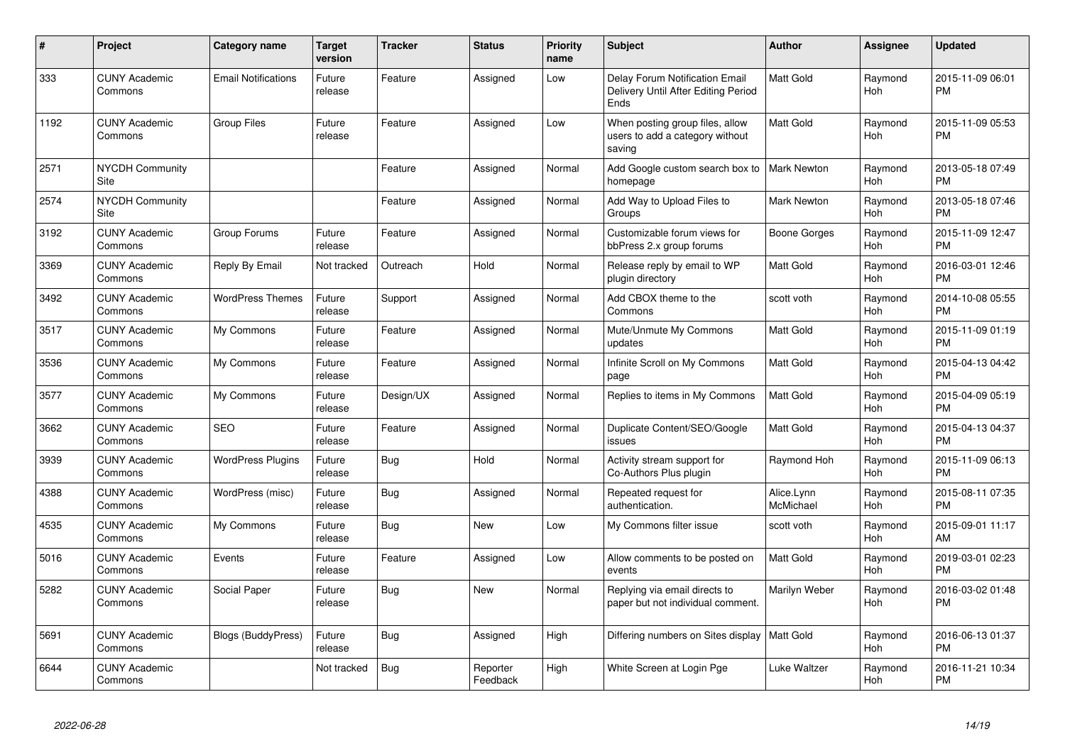| # | Project | Category name | Target version | Tracker | Status | Priority name | Subject | Author | Assignee | Updated |
|---|---|---|---|---|---|---|---|---|---|---|
| 333 | CUNY Academic Commons | Email Notifications | Future release | Feature | Assigned | Low | Delay Forum Notification Email Delivery Until After Editing Period Ends | Matt Gold | Raymond Hoh | 2015-11-09 06:01 PM |
| 1192 | CUNY Academic Commons | Group Files | Future release | Feature | Assigned | Low | When posting group files, allow users to add a category without saving | Matt Gold | Raymond Hoh | 2015-11-09 05:53 PM |
| 2571 | NYCDH Community Site | | | Feature | Assigned | Normal | Add Google custom search box to homepage | Mark Newton | Raymond Hoh | 2013-05-18 07:49 PM |
| 2574 | NYCDH Community Site | | | Feature | Assigned | Normal | Add Way to Upload Files to Groups | Mark Newton | Raymond Hoh | 2013-05-18 07:46 PM |
| 3192 | CUNY Academic Commons | Group Forums | Future release | Feature | Assigned | Normal | Customizable forum views for bbPress 2.x group forums | Boone Gorges | Raymond Hoh | 2015-11-09 12:47 PM |
| 3369 | CUNY Academic Commons | Reply By Email | Not tracked | Outreach | Hold | Normal | Release reply by email to WP plugin directory | Matt Gold | Raymond Hoh | 2016-03-01 12:46 PM |
| 3492 | CUNY Academic Commons | WordPress Themes | Future release | Support | Assigned | Normal | Add CBOX theme to the Commons | scott voth | Raymond Hoh | 2014-10-08 05:55 PM |
| 3517 | CUNY Academic Commons | My Commons | Future release | Feature | Assigned | Normal | Mute/Unmute My Commons updates | Matt Gold | Raymond Hoh | 2015-11-09 01:19 PM |
| 3536 | CUNY Academic Commons | My Commons | Future release | Feature | Assigned | Normal | Infinite Scroll on My Commons page | Matt Gold | Raymond Hoh | 2015-04-13 04:42 PM |
| 3577 | CUNY Academic Commons | My Commons | Future release | Design/UX | Assigned | Normal | Replies to items in My Commons | Matt Gold | Raymond Hoh | 2015-04-09 05:19 PM |
| 3662 | CUNY Academic Commons | SEO | Future release | Feature | Assigned | Normal | Duplicate Content/SEO/Google issues | Matt Gold | Raymond Hoh | 2015-04-13 04:37 PM |
| 3939 | CUNY Academic Commons | WordPress Plugins | Future release | Bug | Hold | Normal | Activity stream support for Co-Authors Plus plugin | Raymond Hoh | Raymond Hoh | 2015-11-09 06:13 PM |
| 4388 | CUNY Academic Commons | WordPress (misc) | Future release | Bug | Assigned | Normal | Repeated request for authentication. | Alice.Lynn McMichael | Raymond Hoh | 2015-08-11 07:35 PM |
| 4535 | CUNY Academic Commons | My Commons | Future release | Bug | New | Low | My Commons filter issue | scott voth | Raymond Hoh | 2015-09-01 11:17 AM |
| 5016 | CUNY Academic Commons | Events | Future release | Feature | Assigned | Low | Allow comments to be posted on events | Matt Gold | Raymond Hoh | 2019-03-01 02:23 PM |
| 5282 | CUNY Academic Commons | Social Paper | Future release | Bug | New | Normal | Replying via email directs to paper but not individual comment. | Marilyn Weber | Raymond Hoh | 2016-03-02 01:48 PM |
| 5691 | CUNY Academic Commons | Blogs (BuddyPress) | Future release | Bug | Assigned | High | Differing numbers on Sites display | Matt Gold | Raymond Hoh | 2016-06-13 01:37 PM |
| 6644 | CUNY Academic Commons | | Not tracked | Bug | Reporter Feedback | High | White Screen at Login Pge | Luke Waltzer | Raymond Hoh | 2016-11-21 10:34 PM |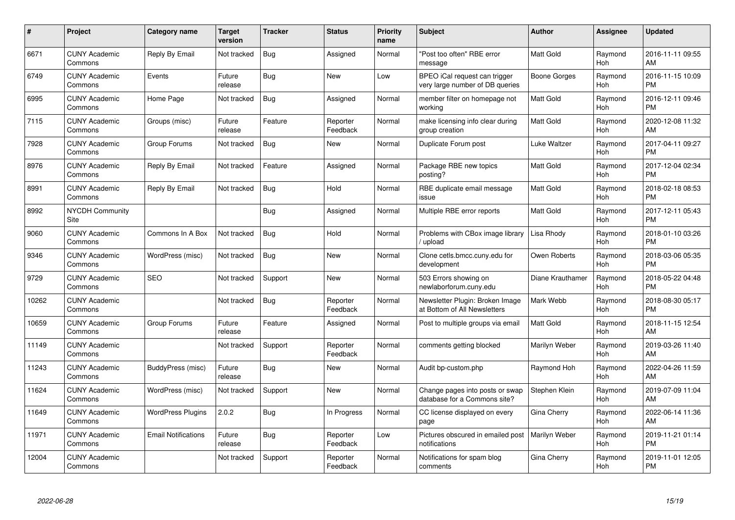| # | Project | Category name | Target version | Tracker | Status | Priority name | Subject | Author | Assignee | Updated |
|---|---|---|---|---|---|---|---|---|---|---|
| 6671 | CUNY Academic Commons | Reply By Email | Not tracked | Bug | Assigned | Normal | "Post too often" RBE error message | Matt Gold | Raymond Hoh | 2016-11-11 09:55 AM |
| 6749 | CUNY Academic Commons | Events | Future release | Bug | New | Low | BPEO iCal request can trigger very large number of DB queries | Boone Gorges | Raymond Hoh | 2016-11-15 10:09 PM |
| 6995 | CUNY Academic Commons | Home Page | Not tracked | Bug | Assigned | Normal | member filter on homepage not working | Matt Gold | Raymond Hoh | 2016-12-11 09:46 PM |
| 7115 | CUNY Academic Commons | Groups (misc) | Future release | Feature | Reporter Feedback | Normal | make licensing info clear during group creation | Matt Gold | Raymond Hoh | 2020-12-08 11:32 AM |
| 7928 | CUNY Academic Commons | Group Forums | Not tracked | Bug | New | Normal | Duplicate Forum post | Luke Waltzer | Raymond Hoh | 2017-04-11 09:27 PM |
| 8976 | CUNY Academic Commons | Reply By Email | Not tracked | Feature | Assigned | Normal | Package RBE new topics posting? | Matt Gold | Raymond Hoh | 2017-12-04 02:34 PM |
| 8991 | CUNY Academic Commons | Reply By Email | Not tracked | Bug | Hold | Normal | RBE duplicate email message issue | Matt Gold | Raymond Hoh | 2018-02-18 08:53 PM |
| 8992 | NYCDH Community Site | | | Bug | Assigned | Normal | Multiple RBE error reports | Matt Gold | Raymond Hoh | 2017-12-11 05:43 PM |
| 9060 | CUNY Academic Commons | Commons In A Box | Not tracked | Bug | Hold | Normal | Problems with CBox image library / upload | Lisa Rhody | Raymond Hoh | 2018-01-10 03:26 PM |
| 9346 | CUNY Academic Commons | WordPress (misc) | Not tracked | Bug | New | Normal | Clone cetls.bmcc.cuny.edu for development | Owen Roberts | Raymond Hoh | 2018-03-06 05:35 PM |
| 9729 | CUNY Academic Commons | SEO | Not tracked | Support | New | Normal | 503 Errors showing on newlaborforum.cuny.edu | Diane Krauthamer | Raymond Hoh | 2018-05-22 04:48 PM |
| 10262 | CUNY Academic Commons | | Not tracked | Bug | Reporter Feedback | Normal | Newsletter Plugin: Broken Image at Bottom of All Newsletters | Mark Webb | Raymond Hoh | 2018-08-30 05:17 PM |
| 10659 | CUNY Academic Commons | Group Forums | Future release | Feature | Assigned | Normal | Post to multiple groups via email | Matt Gold | Raymond Hoh | 2018-11-15 12:54 AM |
| 11149 | CUNY Academic Commons | | Not tracked | Support | Reporter Feedback | Normal | comments getting blocked | Marilyn Weber | Raymond Hoh | 2019-03-26 11:40 AM |
| 11243 | CUNY Academic Commons | BuddyPress (misc) | Future release | Bug | New | Normal | Audit bp-custom.php | Raymond Hoh | Raymond Hoh | 2022-04-26 11:59 AM |
| 11624 | CUNY Academic Commons | WordPress (misc) | Not tracked | Support | New | Normal | Change pages into posts or swap database for a Commons site? | Stephen Klein | Raymond Hoh | 2019-07-09 11:04 AM |
| 11649 | CUNY Academic Commons | WordPress Plugins | 2.0.2 | Bug | In Progress | Normal | CC license displayed on every page | Gina Cherry | Raymond Hoh | 2022-06-14 11:36 AM |
| 11971 | CUNY Academic Commons | Email Notifications | Future release | Bug | Reporter Feedback | Low | Pictures obscured in emailed post notifications | Marilyn Weber | Raymond Hoh | 2019-11-21 01:14 PM |
| 12004 | CUNY Academic Commons | | Not tracked | Support | Reporter Feedback | Normal | Notifications for spam blog comments | Gina Cherry | Raymond Hoh | 2019-11-01 12:05 PM |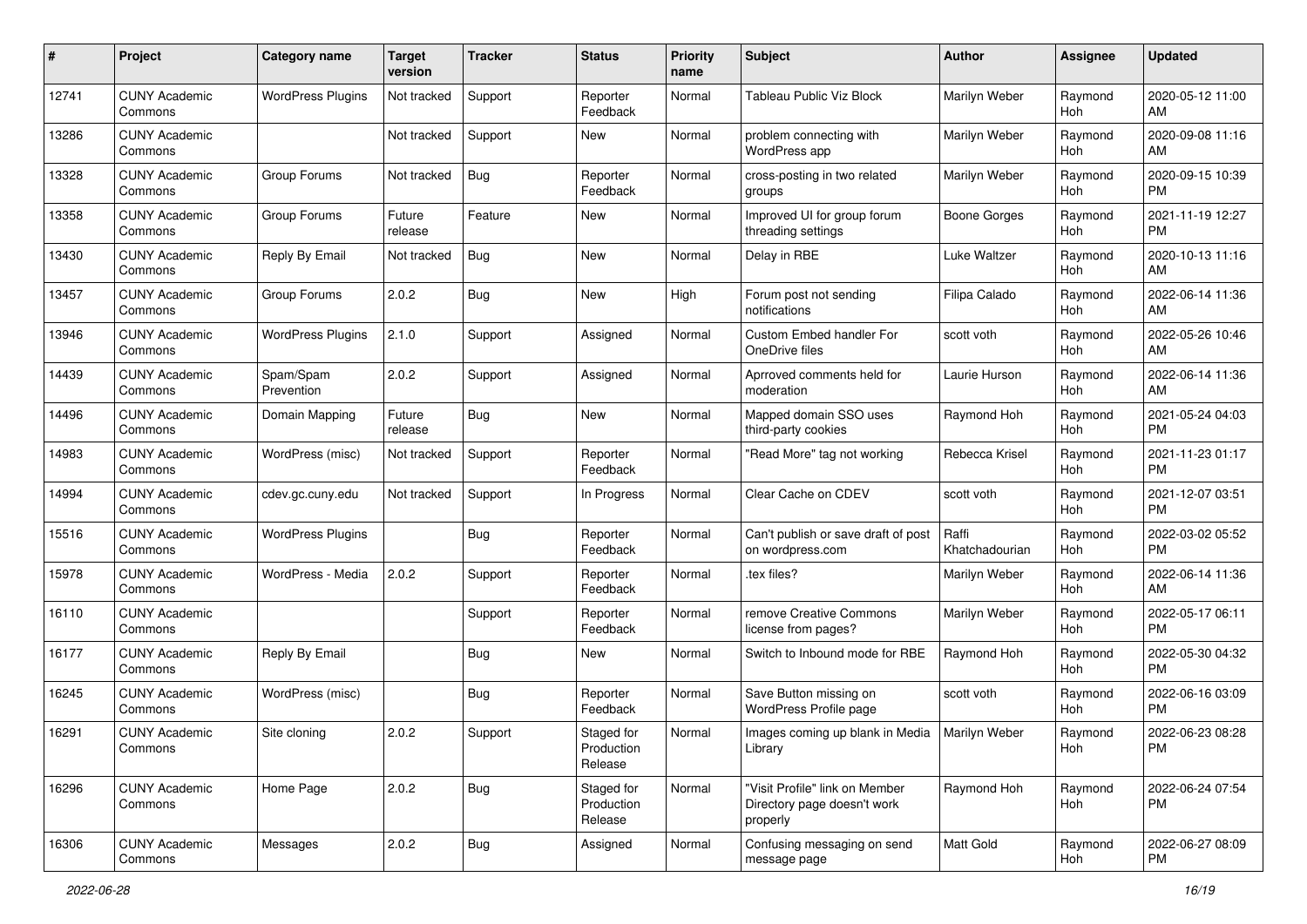| # | Project | Category name | Target version | Tracker | Status | Priority name | Subject | Author | Assignee | Updated |
|---|---|---|---|---|---|---|---|---|---|---|
| 12741 | CUNY Academic Commons | WordPress Plugins | Not tracked | Support | Reporter Feedback | Normal | Tableau Public Viz Block | Marilyn Weber | Raymond Hoh | 2020-05-12 11:00 AM |
| 13286 | CUNY Academic Commons | | Not tracked | Support | New | Normal | problem connecting with WordPress app | Marilyn Weber | Raymond Hoh | 2020-09-08 11:16 AM |
| 13328 | CUNY Academic Commons | Group Forums | Not tracked | Bug | Reporter Feedback | Normal | cross-posting in two related groups | Marilyn Weber | Raymond Hoh | 2020-09-15 10:39 PM |
| 13358 | CUNY Academic Commons | Group Forums | Future release | Feature | New | Normal | Improved UI for group forum threading settings | Boone Gorges | Raymond Hoh | 2021-11-19 12:27 PM |
| 13430 | CUNY Academic Commons | Reply By Email | Not tracked | Bug | New | Normal | Delay in RBE | Luke Waltzer | Raymond Hoh | 2020-10-13 11:16 AM |
| 13457 | CUNY Academic Commons | Group Forums | 2.0.2 | Bug | New | High | Forum post not sending notifications | Filipa Calado | Raymond Hoh | 2022-06-14 11:36 AM |
| 13946 | CUNY Academic Commons | WordPress Plugins | 2.1.0 | Support | Assigned | Normal | Custom Embed handler For OneDrive files | scott voth | Raymond Hoh | 2022-05-26 10:46 AM |
| 14439 | CUNY Academic Commons | Spam/Spam Prevention | 2.0.2 | Support | Assigned | Normal | Aprroved comments held for moderation | Laurie Hurson | Raymond Hoh | 2022-06-14 11:36 AM |
| 14496 | CUNY Academic Commons | Domain Mapping | Future release | Bug | New | Normal | Mapped domain SSO uses third-party cookies | Raymond Hoh | Raymond Hoh | 2021-05-24 04:03 PM |
| 14983 | CUNY Academic Commons | WordPress (misc) | Not tracked | Support | Reporter Feedback | Normal | "Read More" tag not working | Rebecca Krisel | Raymond Hoh | 2021-11-23 01:17 PM |
| 14994 | CUNY Academic Commons | cdev.gc.cuny.edu | Not tracked | Support | In Progress | Normal | Clear Cache on CDEV | scott voth | Raymond Hoh | 2021-12-07 03:51 PM |
| 15516 | CUNY Academic Commons | WordPress Plugins | | Bug | Reporter Feedback | Normal | Can't publish or save draft of post on wordpress.com | Raffi Khatchadourian | Raymond Hoh | 2022-03-02 05:52 PM |
| 15978 | CUNY Academic Commons | WordPress - Media | 2.0.2 | Support | Reporter Feedback | Normal | .tex files? | Marilyn Weber | Raymond Hoh | 2022-06-14 11:36 AM |
| 16110 | CUNY Academic Commons | | | Support | Reporter Feedback | Normal | remove Creative Commons license from pages? | Marilyn Weber | Raymond Hoh | 2022-05-17 06:11 PM |
| 16177 | CUNY Academic Commons | Reply By Email | | Bug | New | Normal | Switch to Inbound mode for RBE | Raymond Hoh | Raymond Hoh | 2022-05-30 04:32 PM |
| 16245 | CUNY Academic Commons | WordPress (misc) | | Bug | Reporter Feedback | Normal | Save Button missing on WordPress Profile page | scott voth | Raymond Hoh | 2022-06-16 03:09 PM |
| 16291 | CUNY Academic Commons | Site cloning | 2.0.2 | Support | Staged for Production Release | Normal | Images coming up blank in Media Library | Marilyn Weber | Raymond Hoh | 2022-06-23 08:28 PM |
| 16296 | CUNY Academic Commons | Home Page | 2.0.2 | Bug | Staged for Production Release | Normal | "Visit Profile" link on Member Directory page doesn't work properly | Raymond Hoh | Raymond Hoh | 2022-06-24 07:54 PM |
| 16306 | CUNY Academic Commons | Messages | 2.0.2 | Bug | Assigned | Normal | Confusing messaging on send message page | Matt Gold | Raymond Hoh | 2022-06-27 08:09 PM |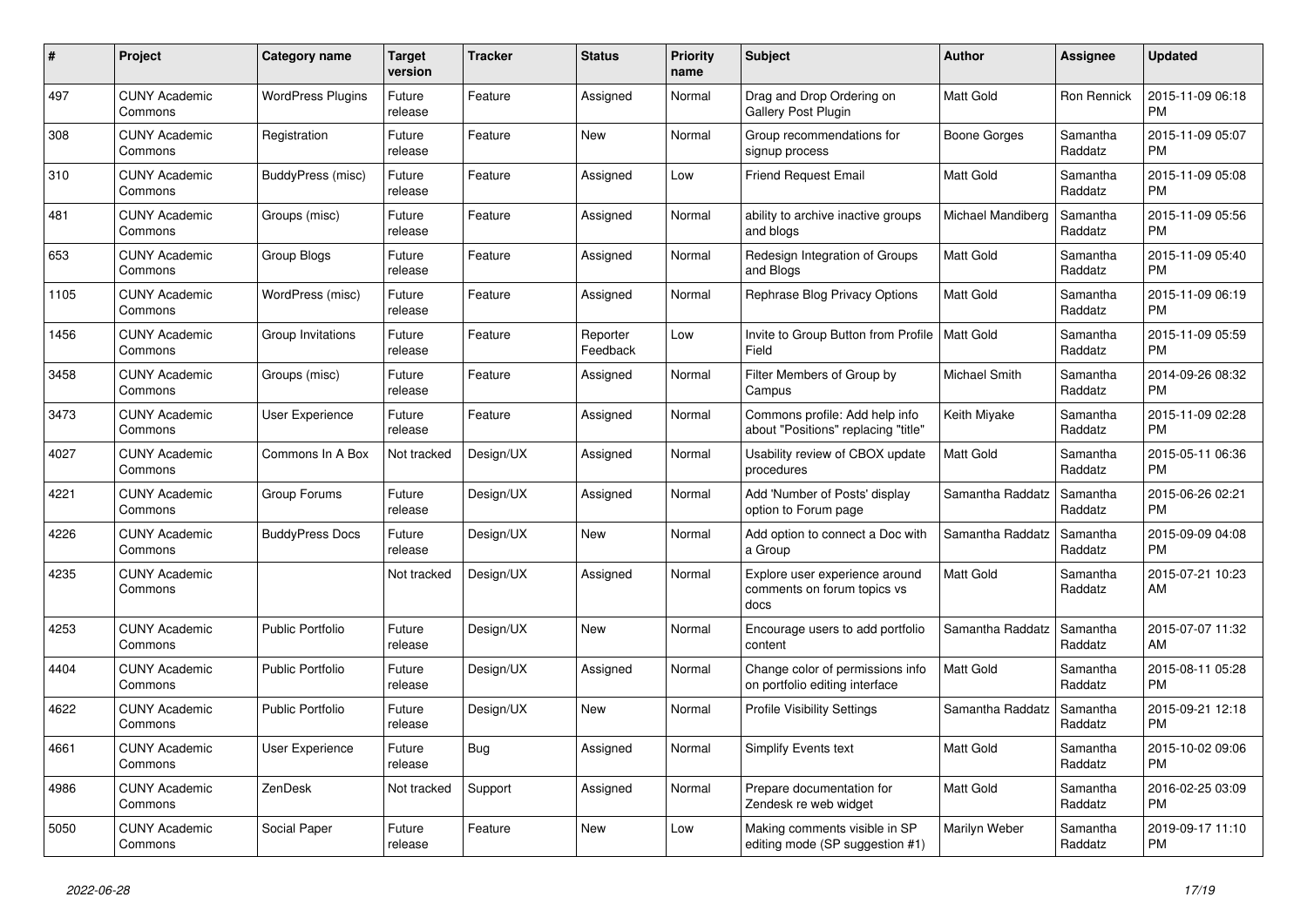| # | Project | Category name | Target version | Tracker | Status | Priority name | Subject | Author | Assignee | Updated |
|---|---|---|---|---|---|---|---|---|---|---|
| 497 | CUNY Academic Commons | WordPress Plugins | Future release | Feature | Assigned | Normal | Drag and Drop Ordering on Gallery Post Plugin | Matt Gold | Ron Rennick | 2015-11-09 06:18 PM |
| 308 | CUNY Academic Commons | Registration | Future release | Feature | New | Normal | Group recommendations for signup process | Boone Gorges | Samantha Raddatz | 2015-11-09 05:07 PM |
| 310 | CUNY Academic Commons | BuddyPress (misc) | Future release | Feature | Assigned | Low | Friend Request Email | Matt Gold | Samantha Raddatz | 2015-11-09 05:08 PM |
| 481 | CUNY Academic Commons | Groups (misc) | Future release | Feature | Assigned | Normal | ability to archive inactive groups and blogs | Michael Mandiberg | Samantha Raddatz | 2015-11-09 05:56 PM |
| 653 | CUNY Academic Commons | Group Blogs | Future release | Feature | Assigned | Normal | Redesign Integration of Groups and Blogs | Matt Gold | Samantha Raddatz | 2015-11-09 05:40 PM |
| 1105 | CUNY Academic Commons | WordPress (misc) | Future release | Feature | Assigned | Normal | Rephrase Blog Privacy Options | Matt Gold | Samantha Raddatz | 2015-11-09 06:19 PM |
| 1456 | CUNY Academic Commons | Group Invitations | Future release | Feature | Reporter Feedback | Low | Invite to Group Button from Profile Field | Matt Gold | Samantha Raddatz | 2015-11-09 05:59 PM |
| 3458 | CUNY Academic Commons | Groups (misc) | Future release | Feature | Assigned | Normal | Filter Members of Group by Campus | Michael Smith | Samantha Raddatz | 2014-09-26 08:32 PM |
| 3473 | CUNY Academic Commons | User Experience | Future release | Feature | Assigned | Normal | Commons profile: Add help info about "Positions" replacing "title" | Keith Miyake | Samantha Raddatz | 2015-11-09 02:28 PM |
| 4027 | CUNY Academic Commons | Commons In A Box | Not tracked | Design/UX | Assigned | Normal | Usability review of CBOX update procedures | Matt Gold | Samantha Raddatz | 2015-05-11 06:36 PM |
| 4221 | CUNY Academic Commons | Group Forums | Future release | Design/UX | Assigned | Normal | Add 'Number of Posts' display option to Forum page | Samantha Raddatz | Samantha Raddatz | 2015-06-26 02:21 PM |
| 4226 | CUNY Academic Commons | BuddyPress Docs | Future release | Design/UX | New | Normal | Add option to connect a Doc with a Group | Samantha Raddatz | Samantha Raddatz | 2015-09-09 04:08 PM |
| 4235 | CUNY Academic Commons | | Not tracked | Design/UX | Assigned | Normal | Explore user experience around comments on forum topics vs docs | Matt Gold | Samantha Raddatz | 2015-07-21 10:23 AM |
| 4253 | CUNY Academic Commons | Public Portfolio | Future release | Design/UX | New | Normal | Encourage users to add portfolio content | Samantha Raddatz | Samantha Raddatz | 2015-07-07 11:32 AM |
| 4404 | CUNY Academic Commons | Public Portfolio | Future release | Design/UX | Assigned | Normal | Change color of permissions info on portfolio editing interface | Matt Gold | Samantha Raddatz | 2015-08-11 05:28 PM |
| 4622 | CUNY Academic Commons | Public Portfolio | Future release | Design/UX | New | Normal | Profile Visibility Settings | Samantha Raddatz | Samantha Raddatz | 2015-09-21 12:18 PM |
| 4661 | CUNY Academic Commons | User Experience | Future release | Bug | Assigned | Normal | Simplify Events text | Matt Gold | Samantha Raddatz | 2015-10-02 09:06 PM |
| 4986 | CUNY Academic Commons | ZenDesk | Not tracked | Support | Assigned | Normal | Prepare documentation for Zendesk re web widget | Matt Gold | Samantha Raddatz | 2016-02-25 03:09 PM |
| 5050 | CUNY Academic Commons | Social Paper | Future release | Feature | New | Low | Making comments visible in SP editing mode (SP suggestion #1) | Marilyn Weber | Samantha Raddatz | 2019-09-17 11:10 PM |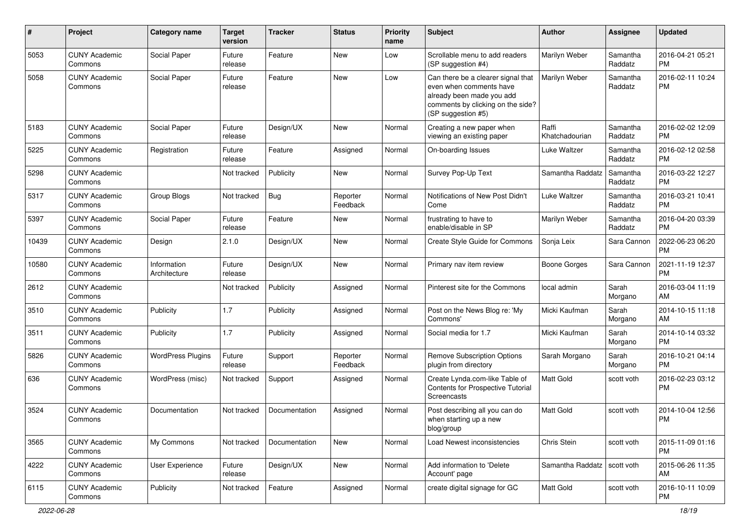| # | Project | Category name | Target version | Tracker | Status | Priority name | Subject | Author | Assignee | Updated |
|---|---|---|---|---|---|---|---|---|---|---|
| 5053 | CUNY Academic Commons | Social Paper | Future release | Feature | New | Low | Scrollable menu to add readers (SP suggestion #4) | Marilyn Weber | Samantha Raddatz | 2016-04-21 05:21 PM |
| 5058 | CUNY Academic Commons | Social Paper | Future release | Feature | New | Low | Can there be a clearer signal that even when comments have already been made you add comments by clicking on the side? (SP suggestion #5) | Marilyn Weber | Samantha Raddatz | 2016-02-11 10:24 PM |
| 5183 | CUNY Academic Commons | Social Paper | Future release | Design/UX | New | Normal | Creating a new paper when viewing an existing paper | Raffi Khatchadourian | Samantha Raddatz | 2016-02-02 12:09 PM |
| 5225 | CUNY Academic Commons | Registration | Future release | Feature | Assigned | Normal | On-boarding Issues | Luke Waltzer | Samantha Raddatz | 2016-02-12 02:58 PM |
| 5298 | CUNY Academic Commons | | Not tracked | Publicity | New | Normal | Survey Pop-Up Text | Samantha Raddatz | Samantha Raddatz | 2016-03-22 12:27 PM |
| 5317 | CUNY Academic Commons | Group Blogs | Not tracked | Bug | Reporter Feedback | Normal | Notifications of New Post Didn't Come | Luke Waltzer | Samantha Raddatz | 2016-03-21 10:41 PM |
| 5397 | CUNY Academic Commons | Social Paper | Future release | Feature | New | Normal | frustrating to have to enable/disable in SP | Marilyn Weber | Samantha Raddatz | 2016-04-20 03:39 PM |
| 10439 | CUNY Academic Commons | Design | 2.1.0 | Design/UX | New | Normal | Create Style Guide for Commons | Sonja Leix | Sara Cannon | 2022-06-23 06:20 PM |
| 10580 | CUNY Academic Commons | Information Architecture | Future release | Design/UX | New | Normal | Primary nav item review | Boone Gorges | Sara Cannon | 2021-11-19 12:37 PM |
| 2612 | CUNY Academic Commons | | Not tracked | Publicity | Assigned | Normal | Pinterest site for the Commons | local admin | Sarah Morgano | 2016-03-04 11:19 AM |
| 3510 | CUNY Academic Commons | Publicity | 1.7 | Publicity | Assigned | Normal | Post on the News Blog re: 'My Commons' | Micki Kaufman | Sarah Morgano | 2014-10-15 11:18 AM |
| 3511 | CUNY Academic Commons | Publicity | 1.7 | Publicity | Assigned | Normal | Social media for 1.7 | Micki Kaufman | Sarah Morgano | 2014-10-14 03:32 PM |
| 5826 | CUNY Academic Commons | WordPress Plugins | Future release | Support | Reporter Feedback | Normal | Remove Subscription Options plugin from directory | Sarah Morgano | Sarah Morgano | 2016-10-21 04:14 PM |
| 636 | CUNY Academic Commons | WordPress (misc) | Not tracked | Support | Assigned | Normal | Create Lynda.com-like Table of Contents for Prospective Tutorial Screencasts | Matt Gold | scott voth | 2016-02-23 03:12 PM |
| 3524 | CUNY Academic Commons | Documentation | Not tracked | Documentation | Assigned | Normal | Post describing all you can do when starting up a new blog/group | Matt Gold | scott voth | 2014-10-04 12:56 PM |
| 3565 | CUNY Academic Commons | My Commons | Not tracked | Documentation | New | Normal | Load Newest inconsistencies | Chris Stein | scott voth | 2015-11-09 01:16 PM |
| 4222 | CUNY Academic Commons | User Experience | Future release | Design/UX | New | Normal | Add information to 'Delete Account' page | Samantha Raddatz | scott voth | 2015-06-26 11:35 AM |
| 6115 | CUNY Academic Commons | Publicity | Not tracked | Feature | Assigned | Normal | create digital signage for GC | Matt Gold | scott voth | 2016-10-11 10:09 PM |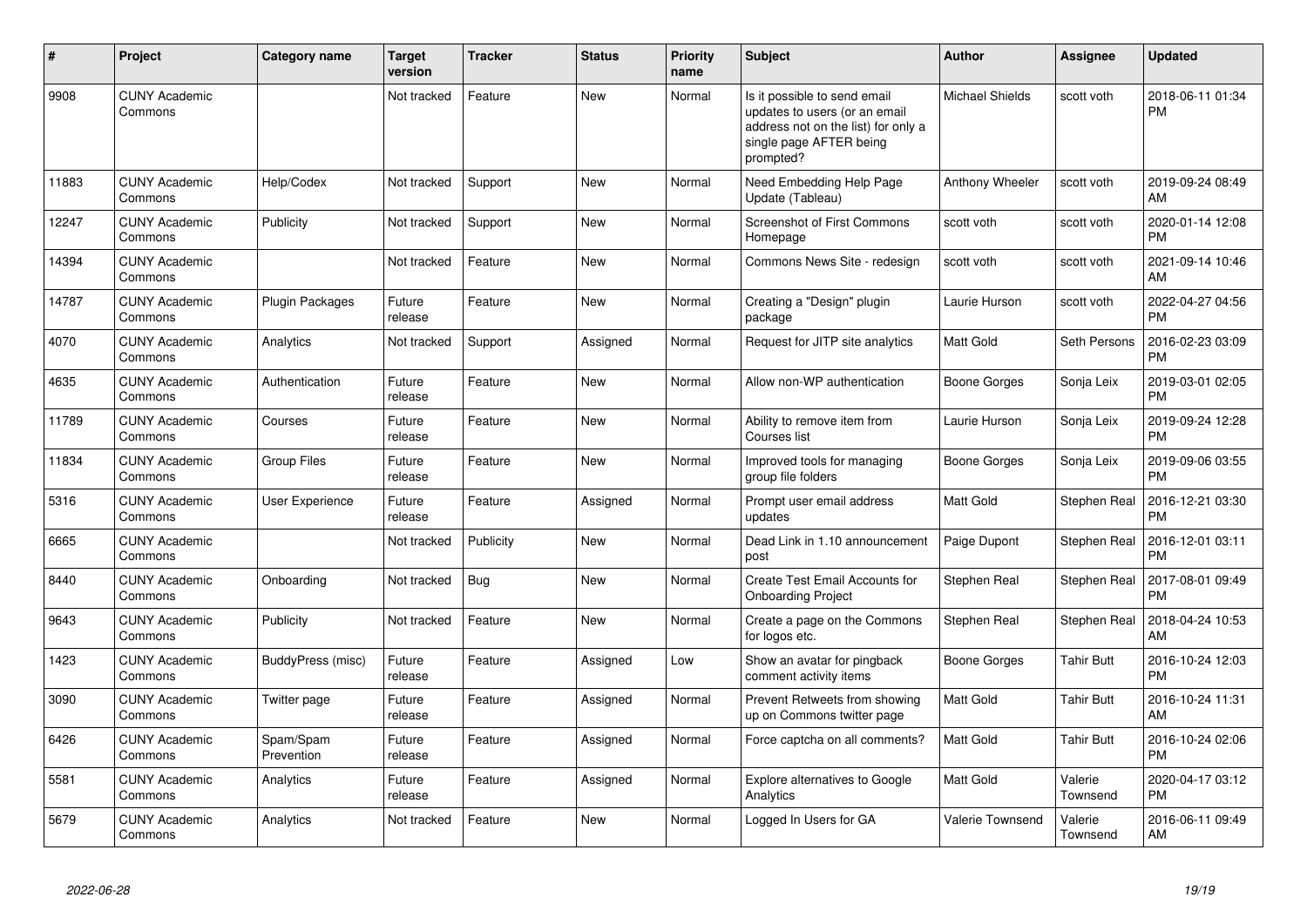| # | Project | Category name | Target version | Tracker | Status | Priority name | Subject | Author | Assignee | Updated |
|---|---|---|---|---|---|---|---|---|---|---|
| 9908 | CUNY Academic Commons | | Not tracked | Feature | New | Normal | Is it possible to send email updates to users (or an email address not on the list) for only a single page AFTER being prompted? | Michael Shields | scott voth | 2018-06-11 01:34 PM |
| 11883 | CUNY Academic Commons | Help/Codex | Not tracked | Support | New | Normal | Need Embedding Help Page Update (Tableau) | Anthony Wheeler | scott voth | 2019-09-24 08:49 AM |
| 12247 | CUNY Academic Commons | Publicity | Not tracked | Support | New | Normal | Screenshot of First Commons Homepage | scott voth | scott voth | 2020-01-14 12:08 PM |
| 14394 | CUNY Academic Commons | | Not tracked | Feature | New | Normal | Commons News Site - redesign | scott voth | scott voth | 2021-09-14 10:46 AM |
| 14787 | CUNY Academic Commons | Plugin Packages | Future release | Feature | New | Normal | Creating a "Design" plugin package | Laurie Hurson | scott voth | 2022-04-27 04:56 PM |
| 4070 | CUNY Academic Commons | Analytics | Not tracked | Support | Assigned | Normal | Request for JITP site analytics | Matt Gold | Seth Persons | 2016-02-23 03:09 PM |
| 4635 | CUNY Academic Commons | Authentication | Future release | Feature | New | Normal | Allow non-WP authentication | Boone Gorges | Sonja Leix | 2019-03-01 02:05 PM |
| 11789 | CUNY Academic Commons | Courses | Future release | Feature | New | Normal | Ability to remove item from Courses list | Laurie Hurson | Sonja Leix | 2019-09-24 12:28 PM |
| 11834 | CUNY Academic Commons | Group Files | Future release | Feature | New | Normal | Improved tools for managing group file folders | Boone Gorges | Sonja Leix | 2019-09-06 03:55 PM |
| 5316 | CUNY Academic Commons | User Experience | Future release | Feature | Assigned | Normal | Prompt user email address updates | Matt Gold | Stephen Real | 2016-12-21 03:30 PM |
| 6665 | CUNY Academic Commons | | Not tracked | Publicity | New | Normal | Dead Link in 1.10 announcement post | Paige Dupont | Stephen Real | 2016-12-01 03:11 PM |
| 8440 | CUNY Academic Commons | Onboarding | Not tracked | Bug | New | Normal | Create Test Email Accounts for Onboarding Project | Stephen Real | Stephen Real | 2017-08-01 09:49 PM |
| 9643 | CUNY Academic Commons | Publicity | Not tracked | Feature | New | Normal | Create a page on the Commons for logos etc. | Stephen Real | Stephen Real | 2018-04-24 10:53 AM |
| 1423 | CUNY Academic Commons | BuddyPress (misc) | Future release | Feature | Assigned | Low | Show an avatar for pingback comment activity items | Boone Gorges | Tahir Butt | 2016-10-24 12:03 PM |
| 3090 | CUNY Academic Commons | Twitter page | Future release | Feature | Assigned | Normal | Prevent Retweets from showing up on Commons twitter page | Matt Gold | Tahir Butt | 2016-10-24 11:31 AM |
| 6426 | CUNY Academic Commons | Spam/Spam Prevention | Future release | Feature | Assigned | Normal | Force captcha on all comments? | Matt Gold | Tahir Butt | 2016-10-24 02:06 PM |
| 5581 | CUNY Academic Commons | Analytics | Future release | Feature | Assigned | Normal | Explore alternatives to Google Analytics | Matt Gold | Valerie Townsend | 2020-04-17 03:12 PM |
| 5679 | CUNY Academic Commons | Analytics | Not tracked | Feature | New | Normal | Logged In Users for GA | Valerie Townsend | Valerie Townsend | 2016-06-11 09:49 AM |